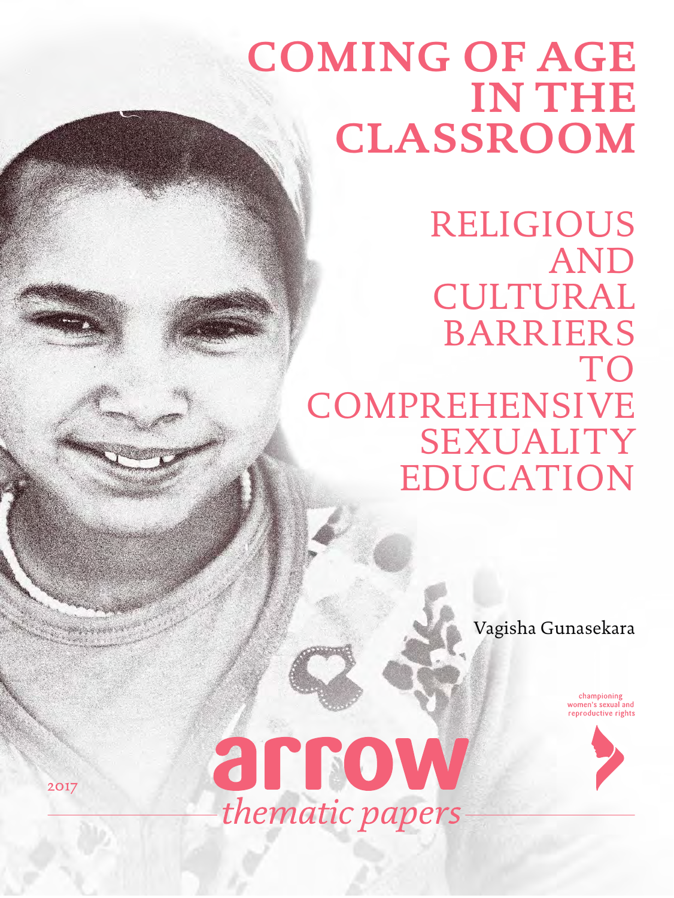# COMING OF AGE IN THE CLASSROOM

## RELIGIOUS AND CULTURAL BARRIERS TO COMPREHENSIVE SEXUALITY EDUCATION

Vagisha Gunasekara

championing women's sexual and reproductive rights

arrow

*thematic papers*

2017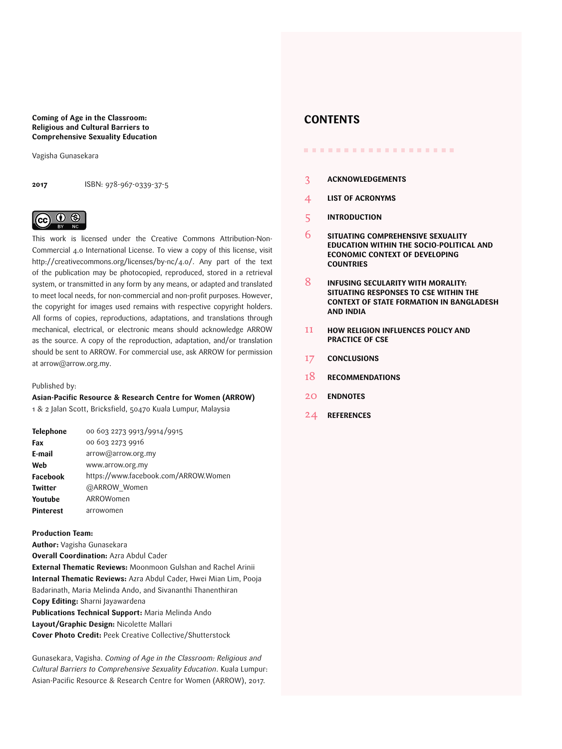**Coming of Age in the Classroom: Religious and Cultural Barriers to Comprehensive Sexuality Education**

Vagisha Gunasekara

**2017** ISBN: 978-967-0339-37-5

This work is licensed under the Creative Commons Attribution-Non-Commercial 4.0 International License. To view a copy of this license, visit http://creativecommons.org/licenses/by-nc/4.0/. Any part of the text of the publication may be photocopied, reproduced, stored in a retrieval system, or transmitted in any form by any means, or adapted and translated to meet local needs, for non-commercial and non-profit purposes. However, the copyright for images used remains with respective copyright holders. All forms of copies, reproductions, adaptations, and translations through mechanical, electrical, or electronic means should acknowledge ARROW as the source. A copy of the reproduction, adaptation, and/or translation should be sent to ARROW. For commercial use, ask ARROW for permission at arrow@arrow.org.my.

Published by:
**Asian-Pacific Resource & Research Centre for Women (ARROW)**
1 & 2 Jalan Scott, Bricksfield, 50470 Kuala Lumpur, Malaysia

| | |
|---|---|
| **Telephone** | 00 603 2273 9913/9914/9915 |
| **Fax** | 00 603 2273 9916 |
| **E-mail** | arrow@arrow.org.my |
| **Web** | www.arrow.org.my |
| **Facebook** | https://www.facebook.com/ARROW.Women |
| **Twitter** | @ARROW_Women |
| **Youtube** | ARROWomen |
| **Pinterest** | arrowomen |

**Production Team:**
**Author:** Vagisha Gunasekara
**Overall Coordination:** Azra Abdul Cader
**External Thematic Reviews:** Moonmoon Gulshan and Rachel Arinii
**Internal Thematic Reviews:** Azra Abdul Cader, Hwei Mian Lim, Pooja Badarinath, Maria Melinda Ando, and Sivananthi Thanenthiran
**Copy Editing:** Sharni Jayawardena
**Publications Technical Support:** Maria Melinda Ando
**Layout/Graphic Design:** Nicolette Mallari
**Cover Photo Credit:** Peek Creative Collective/Shutterstock

Gunasekara, Vagisha. *Coming of Age in the Classroom: Religious and Cultural Barriers to Comprehensive Sexuality Education*. Kuala Lumpur: Asian-Pacific Resource & Research Centre for Women (ARROW), 2017.

## CONTENTS

- 3 ACKNOWLEDGEMENTS
- 4 LIST OF ACRONYMS
- 5 INTRODUCTION
- 6 SITUATING COMPREHENSIVE SEXUALITY EDUCATION WITHIN THE SOCIO-POLITICAL AND ECONOMIC CONTEXT OF DEVELOPING COUNTRIES
- 8 INFUSING SECULARITY WITH MORALITY: SITUATING RESPONSES TO CSE WITHIN THE CONTEXT OF STATE FORMATION IN BANGLADESH AND INDIA
- 11 HOW RELIGION INFLUENCES POLICY AND PRACTICE OF CSE
- 17 CONCLUSIONS
- 18 RECOMMENDATIONS
- 20 ENDNOTES
- 24 REFERENCES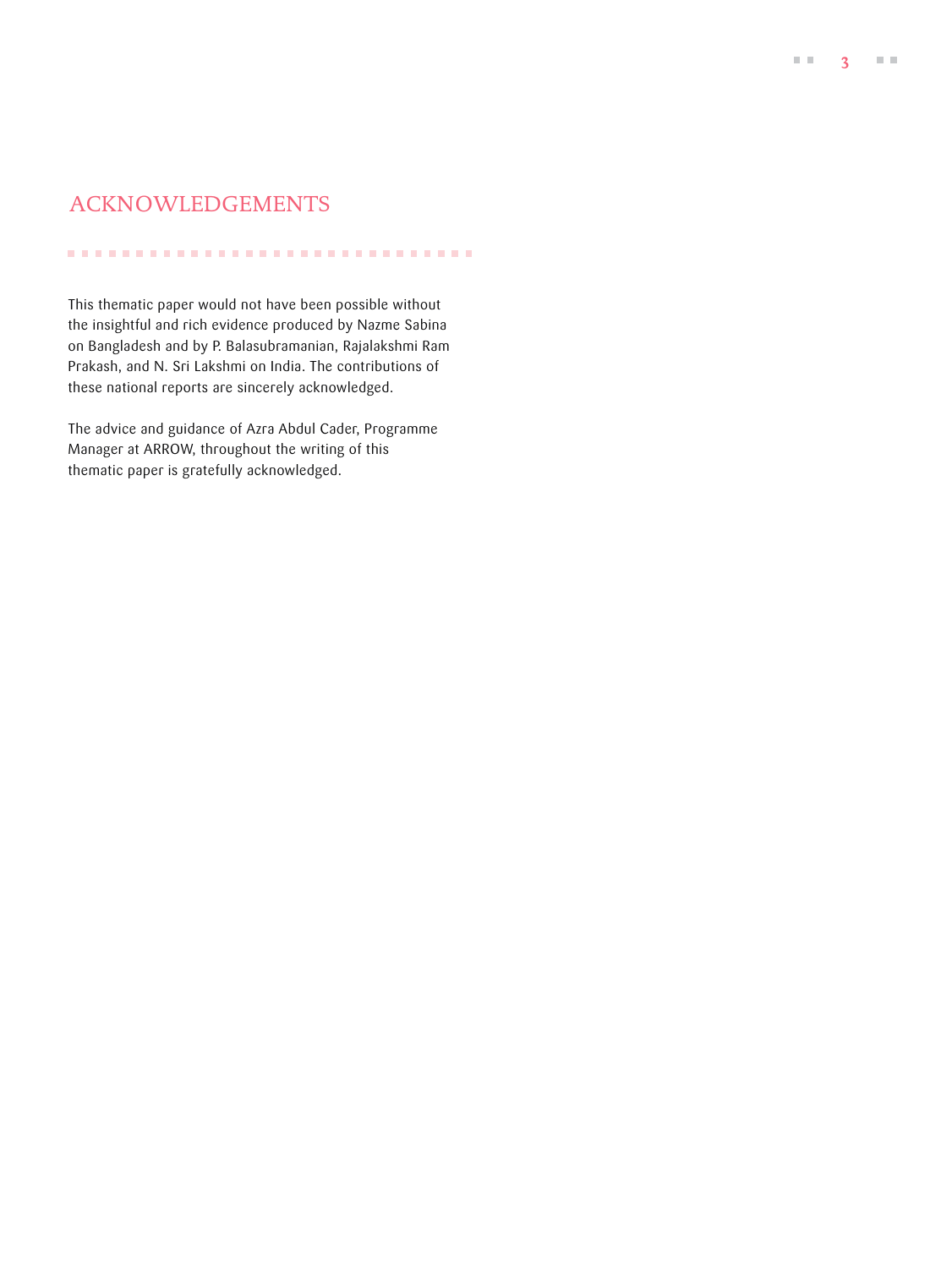# ACKNOWLEDGEMENTS

This thematic paper would not have been possible without the insightful and rich evidence produced by Nazme Sabina on Bangladesh and by P. Balasubramanian, Rajalakshmi Ram Prakash, and N. Sri Lakshmi on India. The contributions of these national reports are sincerely acknowledged.

The advice and guidance of Azra Abdul Cader, Programme Manager at ARROW, throughout the writing of this thematic paper is gratefully acknowledged.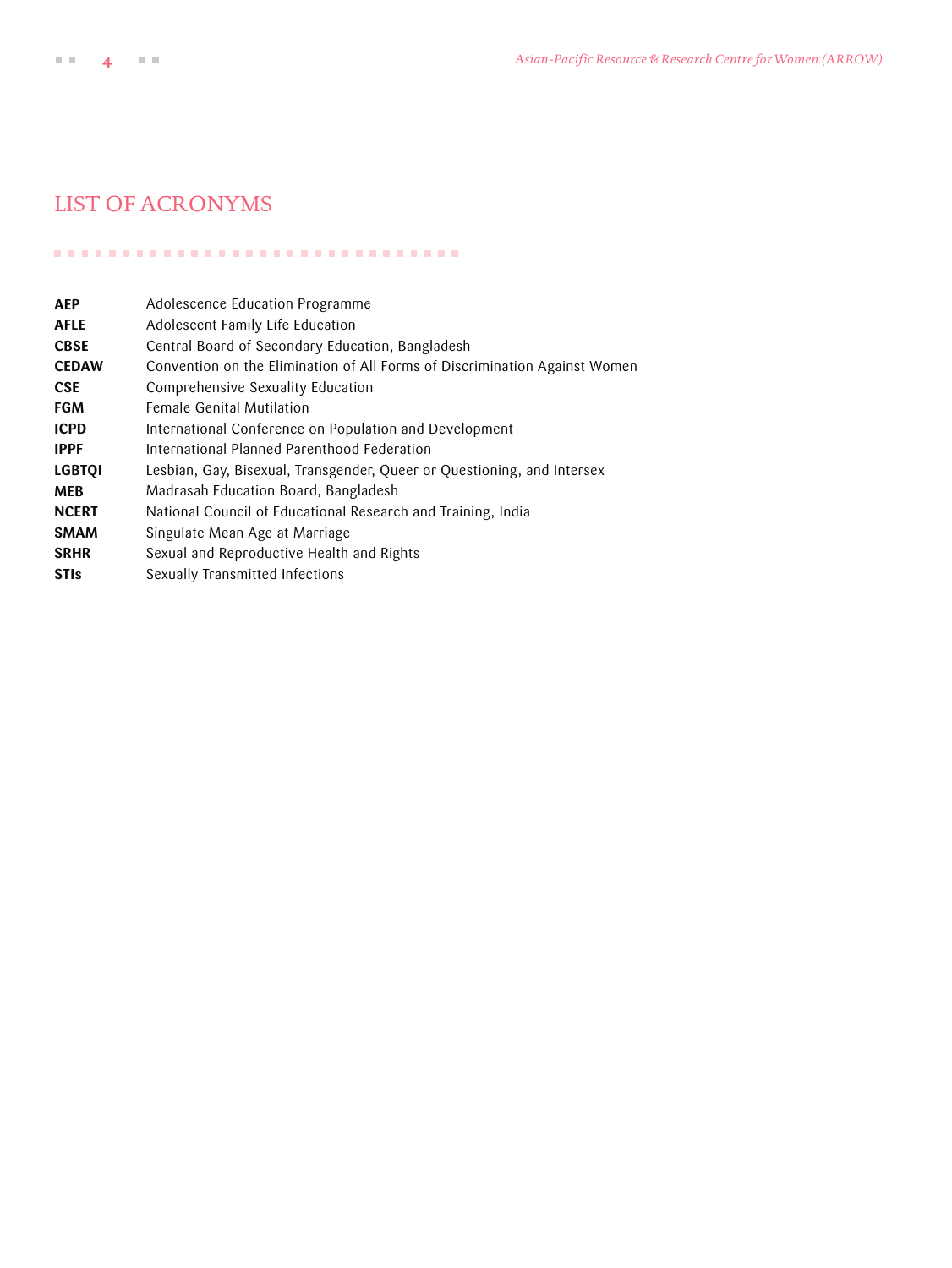# LIST OF ACRONYMS

| | |
|---|---|
| **AEP** | Adolescence Education Programme |
| **AFLE** | Adolescent Family Life Education |
| **CBSE** | Central Board of Secondary Education, Bangladesh |
| **CEDAW** | Convention on the Elimination of All Forms of Discrimination Against Women |
| **CSE** | Comprehensive Sexuality Education |
| **FGM** | Female Genital Mutilation |
| **ICPD** | International Conference on Population and Development |
| **IPPF** | International Planned Parenthood Federation |
| **LGBTQI** | Lesbian, Gay, Bisexual, Transgender, Queer or Questioning, and Intersex |
| **MEB** | Madrasah Education Board, Bangladesh |
| **NCERT** | National Council of Educational Research and Training, India |
| **SMAM** | Singulate Mean Age at Marriage |
| **SRHR** | Sexual and Reproductive Health and Rights |
| **STIs** | Sexually Transmitted Infections |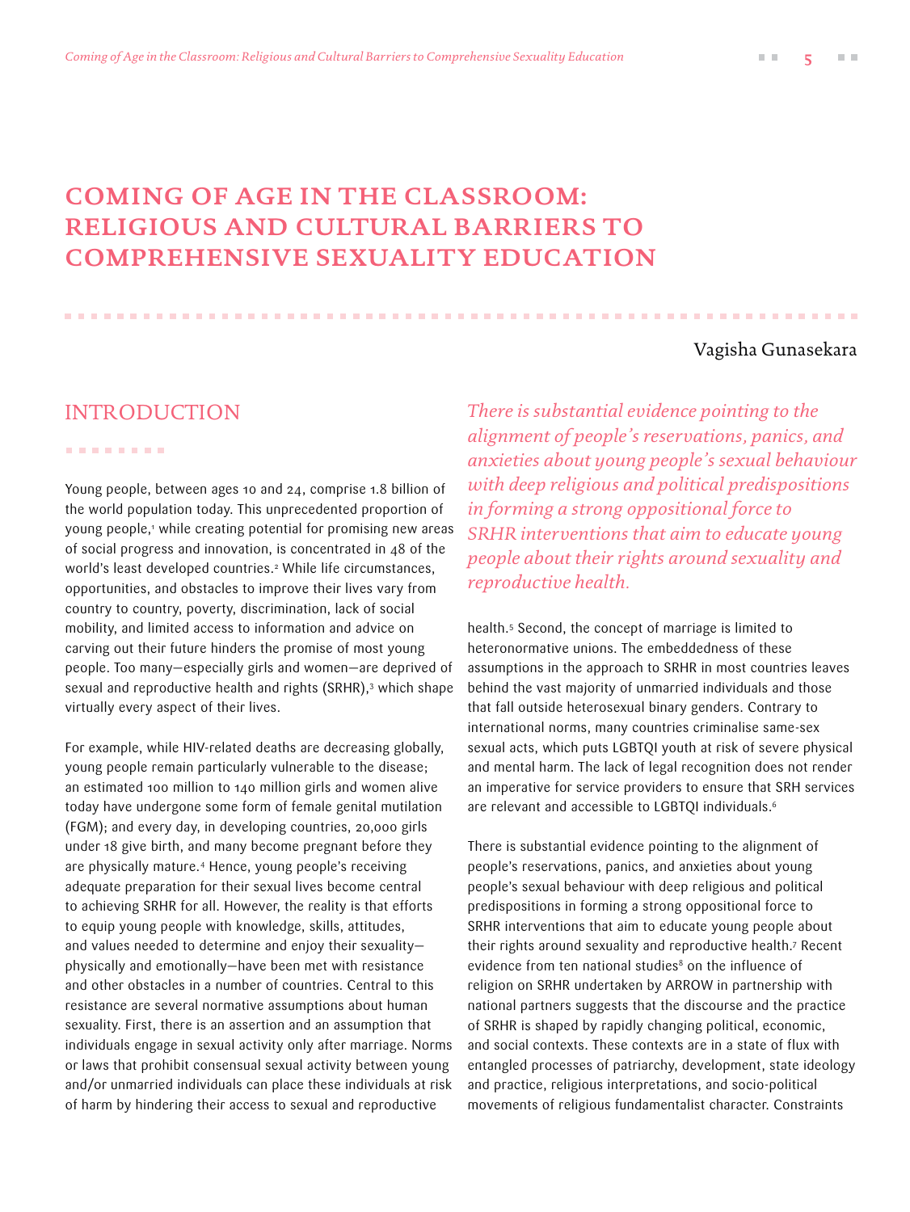# COMING OF AGE IN THE CLASSROOM: RELIGIOUS AND CULTURAL BARRIERS TO COMPREHENSIVE SEXUALITY EDUCATION

Vagisha Gunasekara

## INTRODUCTION

Young people, between ages 10 and 24, comprise 1.8 billion of the world population today. This unprecedented proportion of young people,[1] while creating potential for promising new areas of social progress and innovation, is concentrated in 48 of the world's least developed countries.[2] While life circumstances, opportunities, and obstacles to improve their lives vary from country to country, poverty, discrimination, lack of social mobility, and limited access to information and advice on carving out their future hinders the promise of most young people. Too many—especially girls and women—are deprived of sexual and reproductive health and rights (SRHR),[3] which shape virtually every aspect of their lives.

For example, while HIV-related deaths are decreasing globally, young people remain particularly vulnerable to the disease; an estimated 100 million to 140 million girls and women alive today have undergone some form of female genital mutilation (FGM); and every day, in developing countries, 20,000 girls under 18 give birth, and many become pregnant before they are physically mature.[4] Hence, young people's receiving adequate preparation for their sexual lives become central to achieving SRHR for all. However, the reality is that efforts to equip young people with knowledge, skills, attitudes, and values needed to determine and enjoy their sexuality—physically and emotionally—have been met with resistance and other obstacles in a number of countries. Central to this resistance are several normative assumptions about human sexuality. First, there is an assertion and an assumption that individuals engage in sexual activity only after marriage. Norms or laws that prohibit consensual sexual activity between young and/or unmarried individuals can place these individuals at risk of harm by hindering their access to sexual and reproductive health.[5] Second, the concept of marriage is limited to heteronormative unions. The embeddedness of these assumptions in the approach to SRHR in most countries leaves behind the vast majority of unmarried individuals and those that fall outside heterosexual binary genders. Contrary to international norms, many countries criminalise same-sex sexual acts, which puts LGBTQI youth at risk of severe physical and mental harm. The lack of legal recognition does not render an imperative for service providers to ensure that SRH services are relevant and accessible to LGBTQI individuals.[6]

*There is substantial evidence pointing to the alignment of people's reservations, panics, and anxieties about young people's sexual behaviour with deep religious and political predispositions in forming a strong oppositional force to SRHR interventions that aim to educate young people about their rights around sexuality and reproductive health.*

There is substantial evidence pointing to the alignment of people's reservations, panics, and anxieties about young people's sexual behaviour with deep religious and political predispositions in forming a strong oppositional force to SRHR interventions that aim to educate young people about their rights around sexuality and reproductive health.[7] Recent evidence from ten national studies[8] on the influence of religion on SRHR undertaken by ARROW in partnership with national partners suggests that the discourse and the practice of SRHR is shaped by rapidly changing political, economic, and social contexts. These contexts are in a state of flux with entangled processes of patriarchy, development, state ideology and practice, religious interpretations, and socio-political movements of religious fundamentalist character. Constraints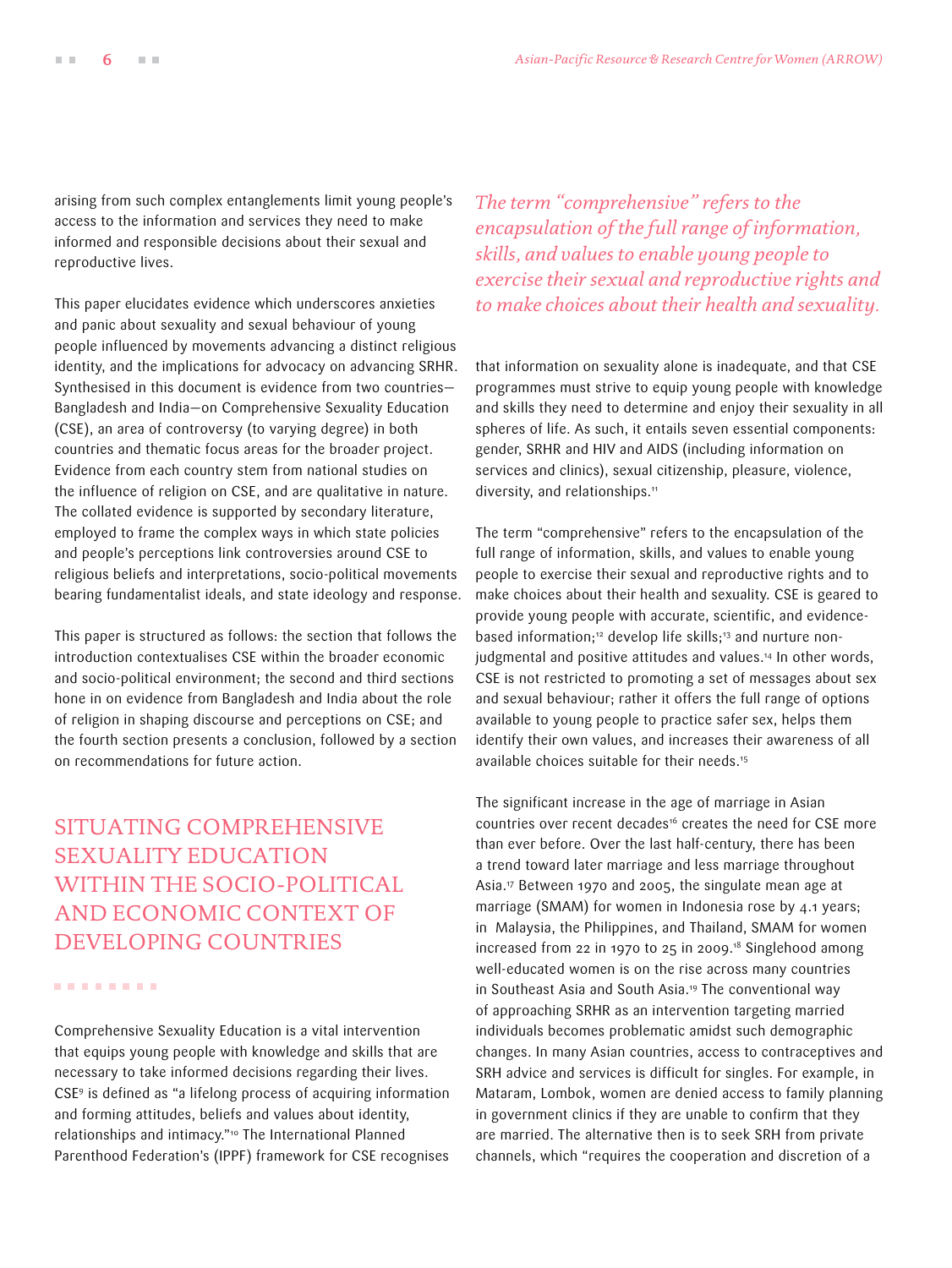arising from such complex entanglements limit young people's access to the information and services they need to make informed and responsible decisions about their sexual and reproductive lives.

This paper elucidates evidence which underscores anxieties and panic about sexuality and sexual behaviour of young people influenced by movements advancing a distinct religious identity, and the implications for advocacy on advancing SRHR. Synthesised in this document is evidence from two countries—Bangladesh and India—on Comprehensive Sexuality Education (CSE), an area of controversy (to varying degree) in both countries and thematic focus areas for the broader project. Evidence from each country stem from national studies on the influence of religion on CSE, and are qualitative in nature. The collated evidence is supported by secondary literature, employed to frame the complex ways in which state policies and people's perceptions link controversies around CSE to religious beliefs and interpretations, socio-political movements bearing fundamentalist ideals, and state ideology and response.

This paper is structured as follows: the section that follows the introduction contextualises CSE within the broader economic and socio-political environment; the second and third sections hone in on evidence from Bangladesh and India about the role of religion in shaping discourse and perceptions on CSE; and the fourth section presents a conclusion, followed by a section on recommendations for future action.

## SITUATING COMPREHENSIVE SEXUALITY EDUCATION WITHIN THE SOCIO-POLITICAL AND ECONOMIC CONTEXT OF DEVELOPING COUNTRIES

Comprehensive Sexuality Education is a vital intervention that equips young people with knowledge and skills that are necessary to take informed decisions regarding their lives. CSE[9] is defined as "a lifelong process of acquiring information and forming attitudes, beliefs and values about identity, relationships and intimacy."[10] The International Planned Parenthood Federation's (IPPF) framework for CSE recognises that information on sexuality alone is inadequate, and that CSE programmes must strive to equip young people with knowledge and skills they need to determine and enjoy their sexuality in all spheres of life. As such, it entails seven essential components: gender, SRHR and HIV and AIDS (including information on services and clinics), sexual citizenship, pleasure, violence, diversity, and relationships.[11]

*The term "comprehensive" refers to the encapsulation of the full range of information, skills, and values to enable young people to exercise their sexual and reproductive rights and to make choices about their health and sexuality.*

The term "comprehensive" refers to the encapsulation of the full range of information, skills, and values to enable young people to exercise their sexual and reproductive rights and to make choices about their health and sexuality. CSE is geared to provide young people with accurate, scientific, and evidence-based information;[12] develop life skills;[13] and nurture non-judgmental and positive attitudes and values.[14] In other words, CSE is not restricted to promoting a set of messages about sex and sexual behaviour; rather it offers the full range of options available to young people to practice safer sex, helps them identify their own values, and increases their awareness of all available choices suitable for their needs.[15]

The significant increase in the age of marriage in Asian countries over recent decades[16] creates the need for CSE more than ever before. Over the last half-century, there has been a trend toward later marriage and less marriage throughout Asia.[17] Between 1970 and 2005, the singulate mean age at marriage (SMAM) for women in Indonesia rose by 4.1 years; in Malaysia, the Philippines, and Thailand, SMAM for women increased from 22 in 1970 to 25 in 2009.[18] Singlehood among well-educated women is on the rise across many countries in Southeast Asia and South Asia.[19] The conventional way of approaching SRHR as an intervention targeting married individuals becomes problematic amidst such demographic changes. In many Asian countries, access to contraceptives and SRH advice and services is difficult for singles. For example, in Mataram, Lombok, women are denied access to family planning in government clinics if they are unable to confirm that they are married. The alternative then is to seek SRH from private channels, which "requires the cooperation and discretion of a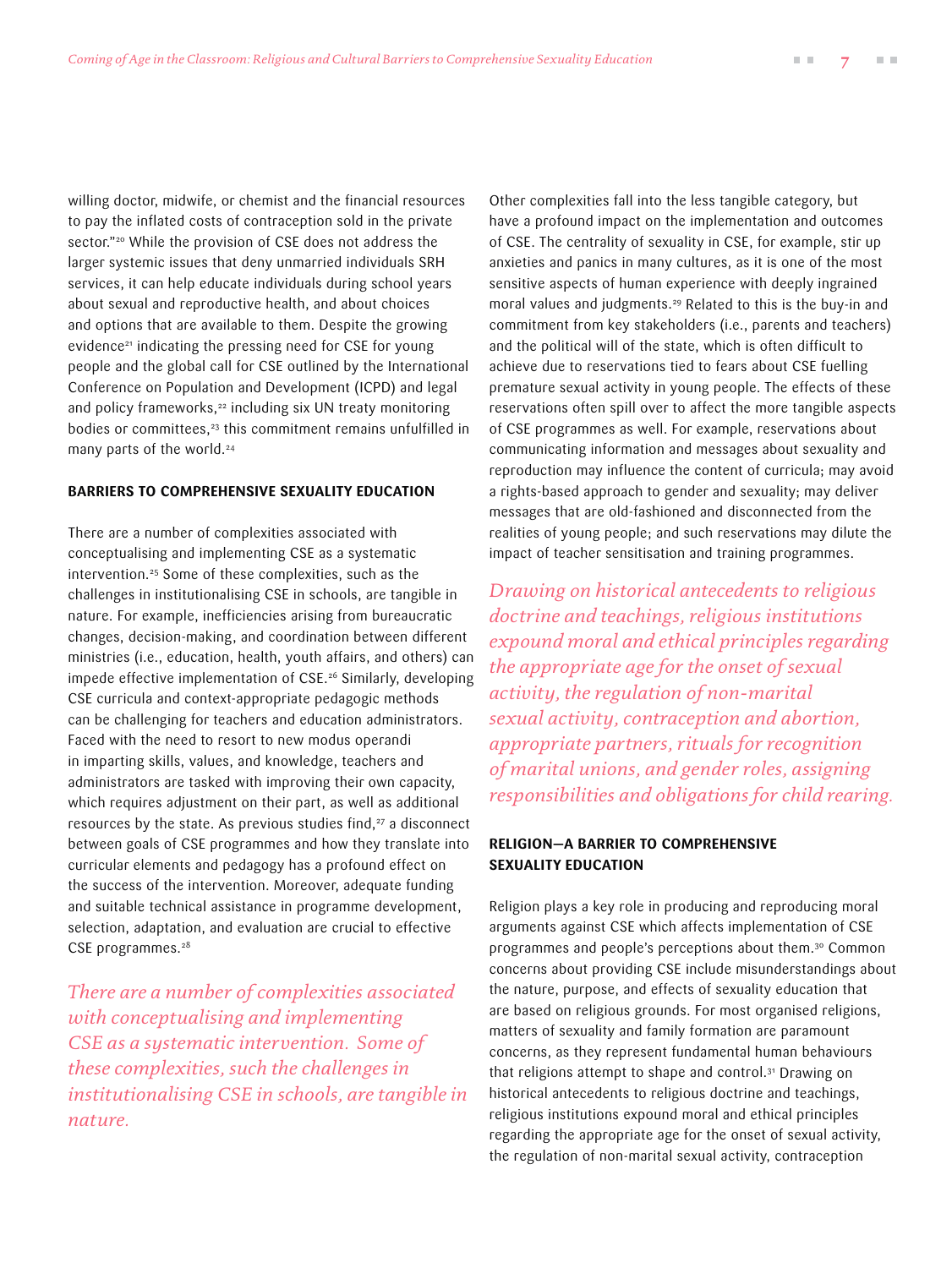willing doctor, midwife, or chemist and the financial resources to pay the inflated costs of contraception sold in the private sector."[20] While the provision of CSE does not address the larger systemic issues that deny unmarried individuals SRH services, it can help educate individuals during school years about sexual and reproductive health, and about choices and options that are available to them. Despite the growing evidence[21] indicating the pressing need for CSE for young people and the global call for CSE outlined by the International Conference on Population and Development (ICPD) and legal and policy frameworks,[22] including six UN treaty monitoring bodies or committees,[23] this commitment remains unfulfilled in many parts of the world.[24]

## BARRIERS TO COMPREHENSIVE SEXUALITY EDUCATION

There are a number of complexities associated with conceptualising and implementing CSE as a systematic intervention.[25] Some of these complexities, such as the challenges in institutionalising CSE in schools, are tangible in nature. For example, inefficiencies arising from bureaucratic changes, decision-making, and coordination between different ministries (i.e., education, health, youth affairs, and others) can impede effective implementation of CSE.[26] Similarly, developing CSE curricula and context-appropriate pedagogic methods can be challenging for teachers and education administrators. Faced with the need to resort to new modus operandi in imparting skills, values, and knowledge, teachers and administrators are tasked with improving their own capacity, which requires adjustment on their part, as well as additional resources by the state. As previous studies find,[27] a disconnect between goals of CSE programmes and how they translate into curricular elements and pedagogy has a profound effect on the success of the intervention. Moreover, adequate funding and suitable technical assistance in programme development, selection, adaptation, and evaluation are crucial to effective CSE programmes.[28]

*There are a number of complexities associated with conceptualising and implementing CSE as a systematic intervention. Some of these complexities, such the challenges in institutionalising CSE in schools, are tangible in nature.*

Other complexities fall into the less tangible category, but have a profound impact on the implementation and outcomes of CSE. The centrality of sexuality in CSE, for example, stir up anxieties and panics in many cultures, as it is one of the most sensitive aspects of human experience with deeply ingrained moral values and judgments.[29] Related to this is the buy-in and commitment from key stakeholders (i.e., parents and teachers) and the political will of the state, which is often difficult to achieve due to reservations tied to fears about CSE fuelling premature sexual activity in young people. The effects of these reservations often spill over to affect the more tangible aspects of CSE programmes as well. For example, reservations about communicating information and messages about sexuality and reproduction may influence the content of curricula; may avoid a rights-based approach to gender and sexuality; may deliver messages that are old-fashioned and disconnected from the realities of young people; and such reservations may dilute the impact of teacher sensitisation and training programmes.

*Drawing on historical antecedents to religious doctrine and teachings, religious institutions expound moral and ethical principles regarding the appropriate age for the onset of sexual activity, the regulation of non-marital sexual activity, contraception and abortion, appropriate partners, rituals for recognition of marital unions, and gender roles, assigning responsibilities and obligations for child rearing.*

## RELIGION—A BARRIER TO COMPREHENSIVE SEXUALITY EDUCATION

Religion plays a key role in producing and reproducing moral arguments against CSE which affects implementation of CSE programmes and people's perceptions about them.[30] Common concerns about providing CSE include misunderstandings about the nature, purpose, and effects of sexuality education that are based on religious grounds. For most organised religions, matters of sexuality and family formation are paramount concerns, as they represent fundamental human behaviours that religions attempt to shape and control.[31] Drawing on historical antecedents to religious doctrine and teachings, religious institutions expound moral and ethical principles regarding the appropriate age for the onset of sexual activity, the regulation of non-marital sexual activity, contraception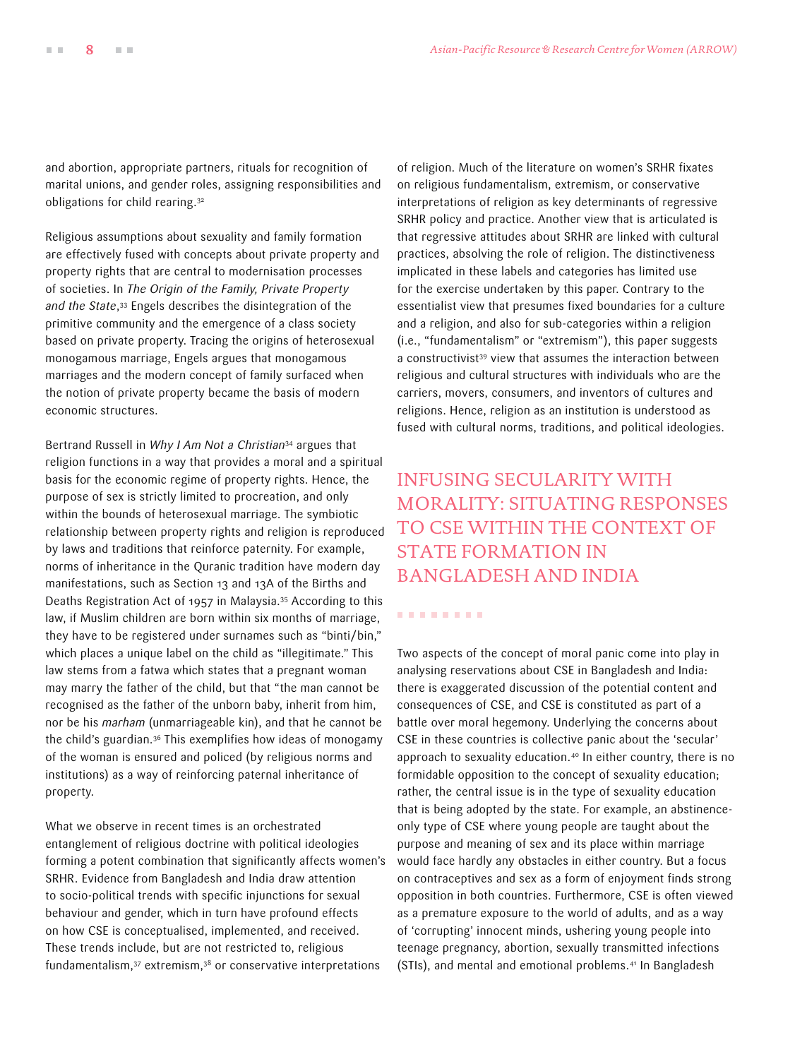and abortion, appropriate partners, rituals for recognition of marital unions, and gender roles, assigning responsibilities and obligations for child rearing.[32]

Religious assumptions about sexuality and family formation are effectively fused with concepts about private property and property rights that are central to modernisation processes of societies. In *The Origin of the Family, Private Property and the State*,[33] Engels describes the disintegration of the primitive community and the emergence of a class society based on private property. Tracing the origins of heterosexual monogamous marriage, Engels argues that monogamous marriages and the modern concept of family surfaced when the notion of private property became the basis of modern economic structures.

Bertrand Russell in *Why I Am Not a Christian*[34] argues that religion functions in a way that provides a moral and a spiritual basis for the economic regime of property rights. Hence, the purpose of sex is strictly limited to procreation, and only within the bounds of heterosexual marriage. The symbiotic relationship between property rights and religion is reproduced by laws and traditions that reinforce paternity. For example, norms of inheritance in the Quranic tradition have modern day manifestations, such as Section 13 and 13A of the Births and Deaths Registration Act of 1957 in Malaysia.[35] According to this law, if Muslim children are born within six months of marriage, they have to be registered under surnames such as "binti/bin," which places a unique label on the child as "illegitimate." This law stems from a fatwa which states that a pregnant woman may marry the father of the child, but that "the man cannot be recognised as the father of the unborn baby, inherit from him, nor be his *marham* (unmarriageable kin), and that he cannot be the child's guardian.[36] This exemplifies how ideas of monogamy of the woman is ensured and policed (by religious norms and institutions) as a way of reinforcing paternal inheritance of property.

What we observe in recent times is an orchestrated entanglement of religious doctrine with political ideologies forming a potent combination that significantly affects women's SRHR. Evidence from Bangladesh and India draw attention to socio-political trends with specific injunctions for sexual behaviour and gender, which in turn have profound effects on how CSE is conceptualised, implemented, and received. These trends include, but are not restricted to, religious fundamentalism,[37] extremism,[38] or conservative interpretations of religion. Much of the literature on women's SRHR fixates on religious fundamentalism, extremism, or conservative interpretations of religion as key determinants of regressive SRHR policy and practice. Another view that is articulated is that regressive attitudes about SRHR are linked with cultural practices, absolving the role of religion. The distinctiveness implicated in these labels and categories has limited use for the exercise undertaken by this paper. Contrary to the essentialist view that presumes fixed boundaries for a culture and a religion, and also for sub-categories within a religion (i.e., "fundamentalism" or "extremism"), this paper suggests a constructivist[39] view that assumes the interaction between religious and cultural structures with individuals who are the carriers, movers, consumers, and inventors of cultures and religions. Hence, religion as an institution is understood as fused with cultural norms, traditions, and political ideologies.

## INFUSING SECULARITY WITH MORALITY: SITUATING RESPONSES TO CSE WITHIN THE CONTEXT OF STATE FORMATION IN BANGLADESH AND INDIA

Two aspects of the concept of moral panic come into play in analysing reservations about CSE in Bangladesh and India: there is exaggerated discussion of the potential content and consequences of CSE, and CSE is constituted as part of a battle over moral hegemony. Underlying the concerns about CSE in these countries is collective panic about the 'secular' approach to sexuality education.[40] In either country, there is no formidable opposition to the concept of sexuality education; rather, the central issue is in the type of sexuality education that is being adopted by the state. For example, an abstinence-only type of CSE where young people are taught about the purpose and meaning of sex and its place within marriage would face hardly any obstacles in either country. But a focus on contraceptives and sex as a form of enjoyment finds strong opposition in both countries. Furthermore, CSE is often viewed as a premature exposure to the world of adults, and as a way of 'corrupting' innocent minds, ushering young people into teenage pregnancy, abortion, sexually transmitted infections (STIs), and mental and emotional problems.[41] In Bangladesh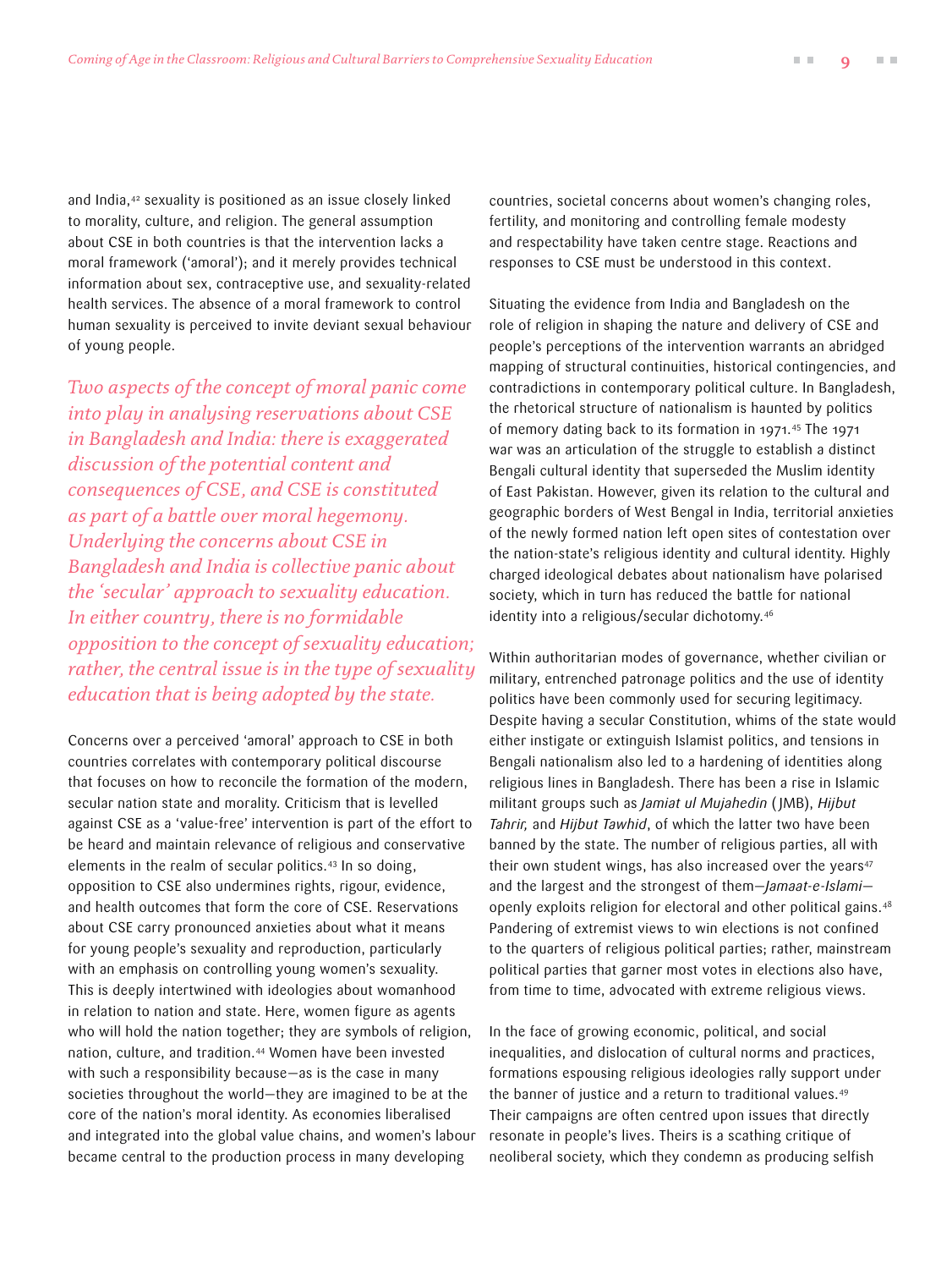and India,[42] sexuality is positioned as an issue closely linked to morality, culture, and religion. The general assumption about CSE in both countries is that the intervention lacks a moral framework ('amoral'); and it merely provides technical information about sex, contraceptive use, and sexuality-related health services. The absence of a moral framework to control human sexuality is perceived to invite deviant sexual behaviour of young people.

*Two aspects of the concept of moral panic come into play in analysing reservations about CSE in Bangladesh and India: there is exaggerated discussion of the potential content and consequences of CSE, and CSE is constituted as part of a battle over moral hegemony. Underlying the concerns about CSE in Bangladesh and India is collective panic about the 'secular' approach to sexuality education. In either country, there is no formidable opposition to the concept of sexuality education; rather, the central issue is in the type of sexuality education that is being adopted by the state.*

Concerns over a perceived 'amoral' approach to CSE in both countries correlates with contemporary political discourse that focuses on how to reconcile the formation of the modern, secular nation state and morality. Criticism that is levelled against CSE as a 'value-free' intervention is part of the effort to be heard and maintain relevance of religious and conservative elements in the realm of secular politics.[43] In so doing, opposition to CSE also undermines rights, rigour, evidence, and health outcomes that form the core of CSE. Reservations about CSE carry pronounced anxieties about what it means for young people's sexuality and reproduction, particularly with an emphasis on controlling young women's sexuality. This is deeply intertwined with ideologies about womanhood in relation to nation and state. Here, women figure as agents who will hold the nation together; they are symbols of religion, nation, culture, and tradition.[44] Women have been invested with such a responsibility because—as is the case in many societies throughout the world—they are imagined to be at the core of the nation's moral identity. As economies liberalised and integrated into the global value chains, and women's labour became central to the production process in many developing countries, societal concerns about women's changing roles, fertility, and monitoring and controlling female modesty and respectability have taken centre stage. Reactions and responses to CSE must be understood in this context.

Situating the evidence from India and Bangladesh on the role of religion in shaping the nature and delivery of CSE and people's perceptions of the intervention warrants an abridged mapping of structural continuities, historical contingencies, and contradictions in contemporary political culture. In Bangladesh, the rhetorical structure of nationalism is haunted by politics of memory dating back to its formation in 1971.[45] The 1971 war was an articulation of the struggle to establish a distinct Bengali cultural identity that superseded the Muslim identity of East Pakistan. However, given its relation to the cultural and geographic borders of West Bengal in India, territorial anxieties of the newly formed nation left open sites of contestation over the nation-state's religious identity and cultural identity. Highly charged ideological debates about nationalism have polarised society, which in turn has reduced the battle for national identity into a religious/secular dichotomy.[46]

Within authoritarian modes of governance, whether civilian or military, entrenched patronage politics and the use of identity politics have been commonly used for securing legitimacy. Despite having a secular Constitution, whims of the state would either instigate or extinguish Islamist politics, and tensions in Bengali nationalism also led to a hardening of identities along religious lines in Bangladesh. There has been a rise in Islamic militant groups such as *Jamiat ul Mujahedin* (JMB), *Hijbut Tahrir,* and *Hijbut Tawhid*, of which the latter two have been banned by the state. The number of religious parties, all with their own student wings, has also increased over the years[47] and the largest and the strongest of them—*Jamaat-e-Islami*—openly exploits religion for electoral and other political gains.[48] Pandering of extremist views to win elections is not confined to the quarters of religious political parties; rather, mainstream political parties that garner most votes in elections also have, from time to time, advocated with extreme religious views.

In the face of growing economic, political, and social inequalities, and dislocation of cultural norms and practices, formations espousing religious ideologies rally support under the banner of justice and a return to traditional values.[49] Their campaigns are often centred upon issues that directly resonate in people's lives. Theirs is a scathing critique of neoliberal society, which they condemn as producing selfish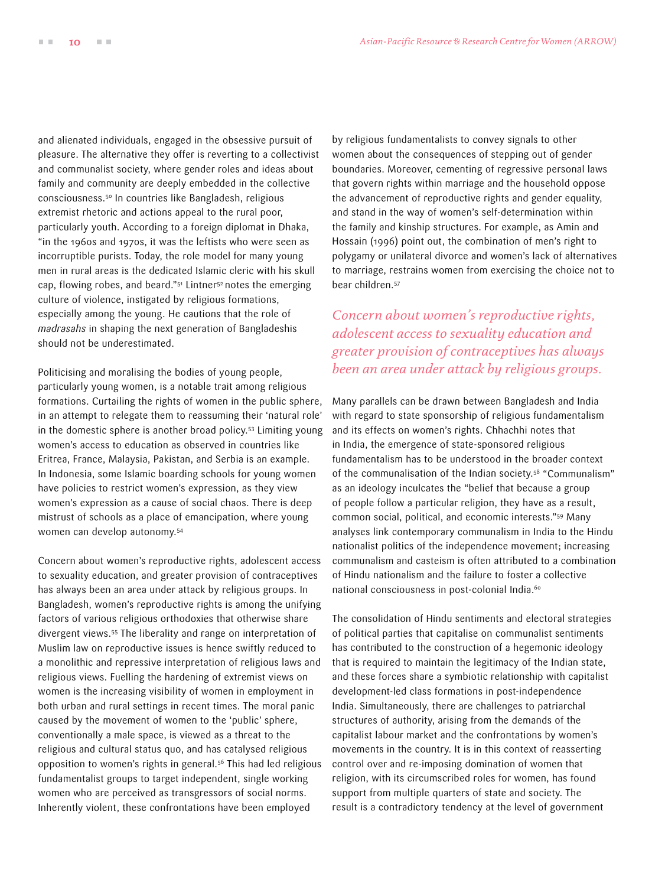and alienated individuals, engaged in the obsessive pursuit of pleasure. The alternative they offer is reverting to a collectivist and communalist society, where gender roles and ideas about family and community are deeply embedded in the collective consciousness.[50] In countries like Bangladesh, religious extremist rhetoric and actions appeal to the rural poor, particularly youth. According to a foreign diplomat in Dhaka, "in the 1960s and 1970s, it was the leftists who were seen as incorruptible purists. Today, the role model for many young men in rural areas is the dedicated Islamic cleric with his skull cap, flowing robes, and beard."[51] Lintner[52] notes the emerging culture of violence, instigated by religious formations, especially among the young. He cautions that the role of *madrasahs* in shaping the next generation of Bangladeshis should not be underestimated.

Politicising and moralising the bodies of young people, particularly young women, is a notable trait among religious formations. Curtailing the rights of women in the public sphere, in an attempt to relegate them to reassuming their 'natural role' in the domestic sphere is another broad policy.[53] Limiting young women's access to education as observed in countries like Eritrea, France, Malaysia, Pakistan, and Serbia is an example. In Indonesia, some Islamic boarding schools for young women have policies to restrict women's expression, as they view women's expression as a cause of social chaos. There is deep mistrust of schools as a place of emancipation, where young women can develop autonomy.[54]

Concern about women's reproductive rights, adolescent access to sexuality education, and greater provision of contraceptives has always been an area under attack by religious groups. In Bangladesh, women's reproductive rights is among the unifying factors of various religious orthodoxies that otherwise share divergent views.[55] The liberality and range on interpretation of Muslim law on reproductive issues is hence swiftly reduced to a monolithic and repressive interpretation of religious laws and religious views. Fuelling the hardening of extremist views on women is the increasing visibility of women in employment in both urban and rural settings in recent times. The moral panic caused by the movement of women to the 'public' sphere, conventionally a male space, is viewed as a threat to the religious and cultural status quo, and has catalysed religious opposition to women's rights in general.[56] This had led religious fundamentalist groups to target independent, single working women who are perceived as transgressors of social norms. Inherently violent, these confrontations have been employed by religious fundamentalists to convey signals to other women about the consequences of stepping out of gender boundaries. Moreover, cementing of regressive personal laws that govern rights within marriage and the household oppose the advancement of reproductive rights and gender equality, and stand in the way of women's self-determination within the family and kinship structures. For example, as Amin and Hossain (1996) point out, the combination of men's right to polygamy or unilateral divorce and women's lack of alternatives to marriage, restrains women from exercising the choice not to bear children.[57]

*Concern about women's reproductive rights, adolescent access to sexuality education and greater provision of contraceptives has always been an area under attack by religious groups.*

Many parallels can be drawn between Bangladesh and India with regard to state sponsorship of religious fundamentalism and its effects on women's rights. Chhachhi notes that in India, the emergence of state-sponsored religious fundamentalism has to be understood in the broader context of the communalisation of the Indian society.[58] "Communalism" as an ideology inculcates the "belief that because a group of people follow a particular religion, they have as a result, common social, political, and economic interests."[59] Many analyses link contemporary communalism in India to the Hindu nationalist politics of the independence movement; increasing communalism and casteism is often attributed to a combination of Hindu nationalism and the failure to foster a collective national consciousness in post-colonial India.[60]

The consolidation of Hindu sentiments and electoral strategies of political parties that capitalise on communalist sentiments has contributed to the construction of a hegemonic ideology that is required to maintain the legitimacy of the Indian state, and these forces share a symbiotic relationship with capitalist development-led class formations in post-independence India. Simultaneously, there are challenges to patriarchal structures of authority, arising from the demands of the capitalist labour market and the confrontations by women's movements in the country. It is in this context of reasserting control over and re-imposing domination of women that religion, with its circumscribed roles for women, has found support from multiple quarters of state and society. The result is a contradictory tendency at the level of government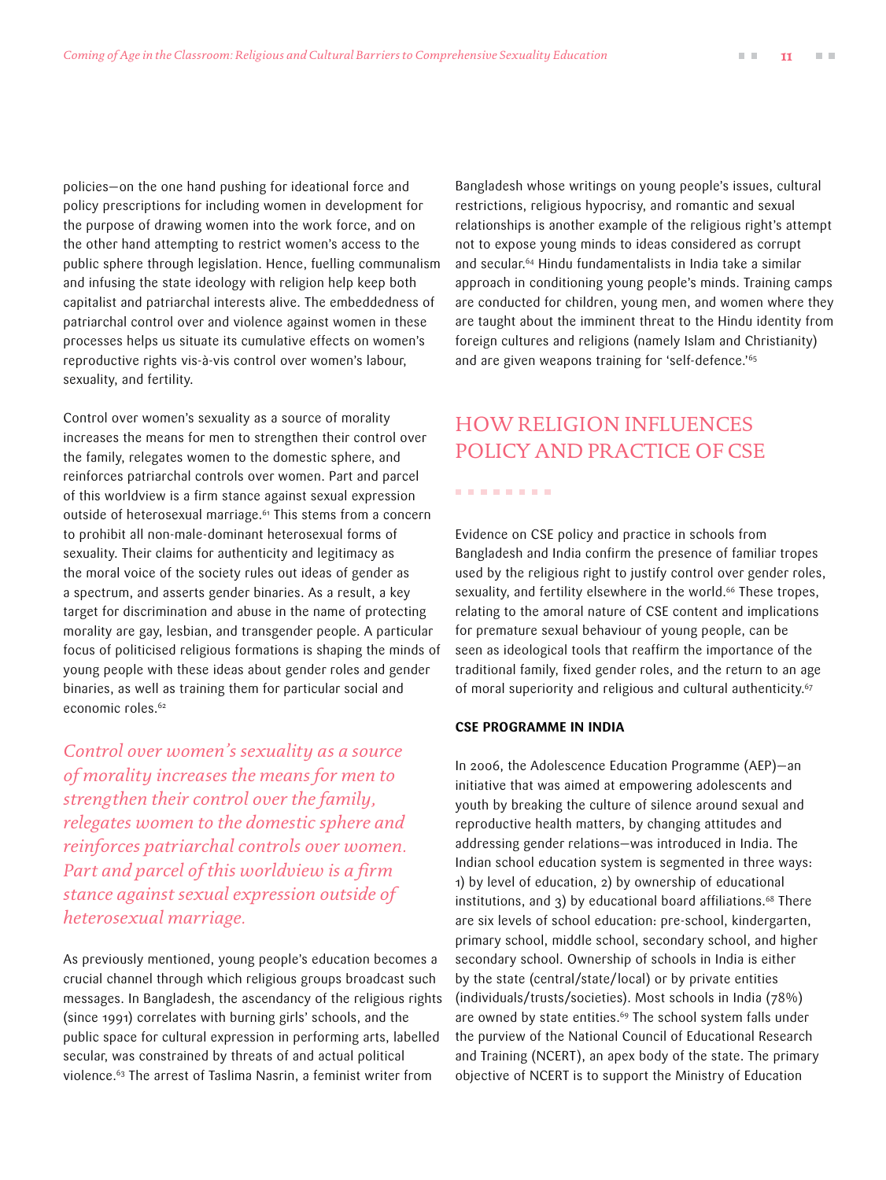policies—on the one hand pushing for ideational force and policy prescriptions for including women in development for the purpose of drawing women into the work force, and on the other hand attempting to restrict women's access to the public sphere through legislation. Hence, fuelling communalism and infusing the state ideology with religion help keep both capitalist and patriarchal interests alive. The embeddedness of patriarchal control over and violence against women in these processes helps us situate its cumulative effects on women's reproductive rights vis-à-vis control over women's labour, sexuality, and fertility.

Control over women's sexuality as a source of morality increases the means for men to strengthen their control over the family, relegates women to the domestic sphere, and reinforces patriarchal controls over women. Part and parcel of this worldview is a firm stance against sexual expression outside of heterosexual marriage.[61] This stems from a concern to prohibit all non-male-dominant heterosexual forms of sexuality. Their claims for authenticity and legitimacy as the moral voice of the society rules out ideas of gender as a spectrum, and asserts gender binaries. As a result, a key target for discrimination and abuse in the name of protecting morality are gay, lesbian, and transgender people. A particular focus of politicised religious formations is shaping the minds of young people with these ideas about gender roles and gender binaries, as well as training them for particular social and economic roles.[62]

*Control over women's sexuality as a source of morality increases the means for men to strengthen their control over the family, relegates women to the domestic sphere and reinforces patriarchal controls over women. Part and parcel of this worldview is a firm stance against sexual expression outside of heterosexual marriage.*

As previously mentioned, young people's education becomes a crucial channel through which religious groups broadcast such messages. In Bangladesh, the ascendancy of the religious rights (since 1991) correlates with burning girls' schools, and the public space for cultural expression in performing arts, labelled secular, was constrained by threats of and actual political violence.[63] The arrest of Taslima Nasrin, a feminist writer from Bangladesh whose writings on young people's issues, cultural restrictions, religious hypocrisy, and romantic and sexual relationships is another example of the religious right's attempt not to expose young minds to ideas considered as corrupt and secular.[64] Hindu fundamentalists in India take a similar approach in conditioning young people's minds. Training camps are conducted for children, young men, and women where they are taught about the imminent threat to the Hindu identity from foreign cultures and religions (namely Islam and Christianity) and are given weapons training for 'self-defence.'[65]

## HOW RELIGION INFLUENCES POLICY AND PRACTICE OF CSE

Evidence on CSE policy and practice in schools from Bangladesh and India confirm the presence of familiar tropes used by the religious right to justify control over gender roles, sexuality, and fertility elsewhere in the world.[66] These tropes, relating to the amoral nature of CSE content and implications for premature sexual behaviour of young people, can be seen as ideological tools that reaffirm the importance of the traditional family, fixed gender roles, and the return to an age of moral superiority and religious and cultural authenticity.[67]

### CSE PROGRAMME IN INDIA

In 2006, the Adolescence Education Programme (AEP)—an initiative that was aimed at empowering adolescents and youth by breaking the culture of silence around sexual and reproductive health matters, by changing attitudes and addressing gender relations—was introduced in India. The Indian school education system is segmented in three ways: 1) by level of education, 2) by ownership of educational institutions, and 3) by educational board affiliations.[68] There are six levels of school education: pre-school, kindergarten, primary school, middle school, secondary school, and higher secondary school. Ownership of schools in India is either by the state (central/state/local) or by private entities (individuals/trusts/societies). Most schools in India (78%) are owned by state entities.[69] The school system falls under the purview of the National Council of Educational Research and Training (NCERT), an apex body of the state. The primary objective of NCERT is to support the Ministry of Education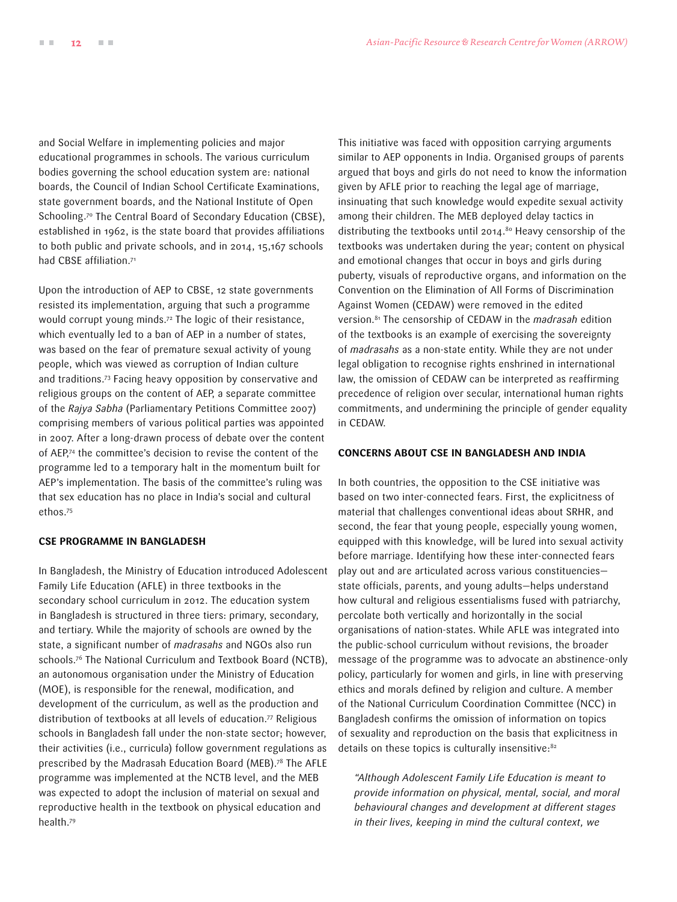and Social Welfare in implementing policies and major educational programmes in schools. The various curriculum bodies governing the school education system are: national boards, the Council of Indian School Certificate Examinations, state government boards, and the National Institute of Open Schooling.[70] The Central Board of Secondary Education (CBSE), established in 1962, is the state board that provides affiliations to both public and private schools, and in 2014, 15,167 schools had CBSE affiliation.[71]

Upon the introduction of AEP to CBSE, 12 state governments resisted its implementation, arguing that such a programme would corrupt young minds.[72] The logic of their resistance, which eventually led to a ban of AEP in a number of states, was based on the fear of premature sexual activity of young people, which was viewed as corruption of Indian culture and traditions.[73] Facing heavy opposition by conservative and religious groups on the content of AEP, a separate committee of the *Rajya Sabha* (Parliamentary Petitions Committee 2007) comprising members of various political parties was appointed in 2007. After a long-drawn process of debate over the content of AEP,[74] the committee's decision to revise the content of the programme led to a temporary halt in the momentum built for AEP's implementation. The basis of the committee's ruling was that sex education has no place in India's social and cultural ethos.[75]

## CSE PROGRAMME IN BANGLADESH

In Bangladesh, the Ministry of Education introduced Adolescent Family Life Education (AFLE) in three textbooks in the secondary school curriculum in 2012. The education system in Bangladesh is structured in three tiers: primary, secondary, and tertiary. While the majority of schools are owned by the state, a significant number of *madrasahs* and NGOs also run schools.[76] The National Curriculum and Textbook Board (NCTB), an autonomous organisation under the Ministry of Education (MOE), is responsible for the renewal, modification, and development of the curriculum, as well as the production and distribution of textbooks at all levels of education.[77] Religious schools in Bangladesh fall under the non-state sector; however, their activities (i.e., curricula) follow government regulations as prescribed by the Madrasah Education Board (MEB).[78] The AFLE programme was implemented at the NCTB level, and the MEB was expected to adopt the inclusion of material on sexual and reproductive health in the textbook on physical education and health.[79]

This initiative was faced with opposition carrying arguments similar to AEP opponents in India. Organised groups of parents argued that boys and girls do not need to know the information given by AFLE prior to reaching the legal age of marriage, insinuating that such knowledge would expedite sexual activity among their children. The MEB deployed delay tactics in distributing the textbooks until 2014.[80] Heavy censorship of the textbooks was undertaken during the year; content on physical and emotional changes that occur in boys and girls during puberty, visuals of reproductive organs, and information on the Convention on the Elimination of All Forms of Discrimination Against Women (CEDAW) were removed in the edited version.[81] The censorship of CEDAW in the *madrasah* edition of the textbooks is an example of exercising the sovereignty of *madrasahs* as a non-state entity. While they are not under legal obligation to recognise rights enshrined in international law, the omission of CEDAW can be interpreted as reaffirming precedence of religion over secular, international human rights commitments, and undermining the principle of gender equality in CEDAW.

## CONCERNS ABOUT CSE IN BANGLADESH AND INDIA

In both countries, the opposition to the CSE initiative was based on two inter-connected fears. First, the explicitness of material that challenges conventional ideas about SRHR, and second, the fear that young people, especially young women, equipped with this knowledge, will be lured into sexual activity before marriage. Identifying how these inter-connected fears play out and are articulated across various constituencies—state officials, parents, and young adults—helps understand how cultural and religious essentialisms fused with patriarchy, percolate both vertically and horizontally in the social organisations of nation-states. While AFLE was integrated into the public-school curriculum without revisions, the broader message of the programme was to advocate an abstinence-only policy, particularly for women and girls, in line with preserving ethics and morals defined by religion and culture. A member of the National Curriculum Coordination Committee (NCC) in Bangladesh confirms the omission of information on topics of sexuality and reproduction on the basis that explicitness in details on these topics is culturally insensitive:[82]

> *"Although Adolescent Family Life Education is meant to provide information on physical, mental, social, and moral behavioural changes and development at different stages in their lives, keeping in mind the cultural context, we*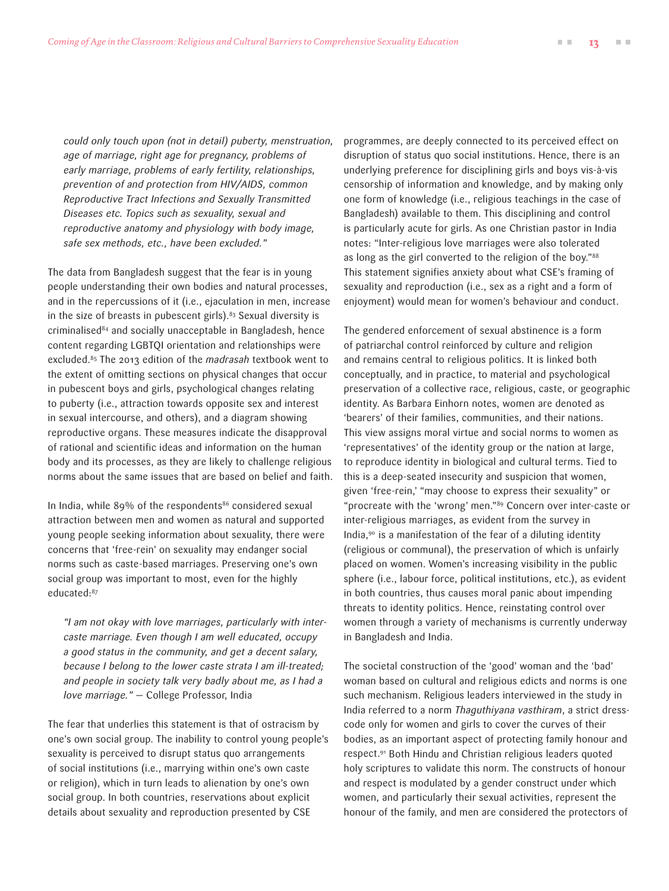*could only touch upon (not in detail) puberty, menstruation, age of marriage, right age for pregnancy, problems of early marriage, problems of early fertility, relationships, prevention of and protection from HIV/AIDS, common Reproductive Tract Infections and Sexually Transmitted Diseases etc. Topics such as sexuality, sexual and reproductive anatomy and physiology with body image, safe sex methods, etc., have been excluded."*

The data from Bangladesh suggest that the fear is in young people understanding their own bodies and natural processes, and in the repercussions of it (i.e., ejaculation in men, increase in the size of breasts in pubescent girls).[83] Sexual diversity is criminalised[84] and socially unacceptable in Bangladesh, hence content regarding LGBTQI orientation and relationships were excluded.[85] The 2013 edition of the *madrasah* textbook went to the extent of omitting sections on physical changes that occur in pubescent boys and girls, psychological changes relating to puberty (i.e., attraction towards opposite sex and interest in sexual intercourse, and others), and a diagram showing reproductive organs. These measures indicate the disapproval of rational and scientific ideas and information on the human body and its processes, as they are likely to challenge religious norms about the same issues that are based on belief and faith.

In India, while 89% of the respondents[86] considered sexual attraction between men and women as natural and supported young people seeking information about sexuality, there were concerns that 'free-rein' on sexuality may endanger social norms such as caste-based marriages. Preserving one's own social group was important to most, even for the highly educated:[87]

> *"I am not okay with love marriages, particularly with inter-caste marriage. Even though I am well educated, occupy a good status in the community, and get a decent salary, because I belong to the lower caste strata I am ill-treated; and people in society talk very badly about me, as I had a love marriage."* — College Professor, India

The fear that underlies this statement is that of ostracism by one's own social group. The inability to control young people's sexuality is perceived to disrupt status quo arrangements of social institutions (i.e., marrying within one's own caste or religion), which in turn leads to alienation by one's own social group. In both countries, reservations about explicit details about sexuality and reproduction presented by CSE programmes, are deeply connected to its perceived effect on disruption of status quo social institutions. Hence, there is an underlying preference for disciplining girls and boys vis-à-vis censorship of information and knowledge, and by making only one form of knowledge (i.e., religious teachings in the case of Bangladesh) available to them. This disciplining and control is particularly acute for girls. As one Christian pastor in India notes: "Inter-religious love marriages were also tolerated as long as the girl converted to the religion of the boy."[88] This statement signifies anxiety about what CSE's framing of sexuality and reproduction (i.e., sex as a right and a form of enjoyment) would mean for women's behaviour and conduct.

The gendered enforcement of sexual abstinence is a form of patriarchal control reinforced by culture and religion and remains central to religious politics. It is linked both conceptually, and in practice, to material and psychological preservation of a collective race, religious, caste, or geographic identity. As Barbara Einhorn notes, women are denoted as 'bearers' of their families, communities, and their nations. This view assigns moral virtue and social norms to women as 'representatives' of the identity group or the nation at large, to reproduce identity in biological and cultural terms. Tied to this is a deep-seated insecurity and suspicion that women, given 'free-rein,' "may choose to express their sexuality" or "procreate with the 'wrong' men."[89] Concern over inter-caste or inter-religious marriages, as evident from the survey in India,[90] is a manifestation of the fear of a diluting identity (religious or communal), the preservation of which is unfairly placed on women. Women's increasing visibility in the public sphere (i.e., labour force, political institutions, etc.), as evident in both countries, thus causes moral panic about impending threats to identity politics. Hence, reinstating control over women through a variety of mechanisms is currently underway in Bangladesh and India.

The societal construction of the 'good' woman and the 'bad' woman based on cultural and religious edicts and norms is one such mechanism. Religious leaders interviewed in the study in India referred to a norm *Thaguthiyana vasthiram*, a strict dress-code only for women and girls to cover the curves of their bodies, as an important aspect of protecting family honour and respect.[91] Both Hindu and Christian religious leaders quoted holy scriptures to validate this norm. The constructs of honour and respect is modulated by a gender construct under which women, and particularly their sexual activities, represent the honour of the family, and men are considered the protectors of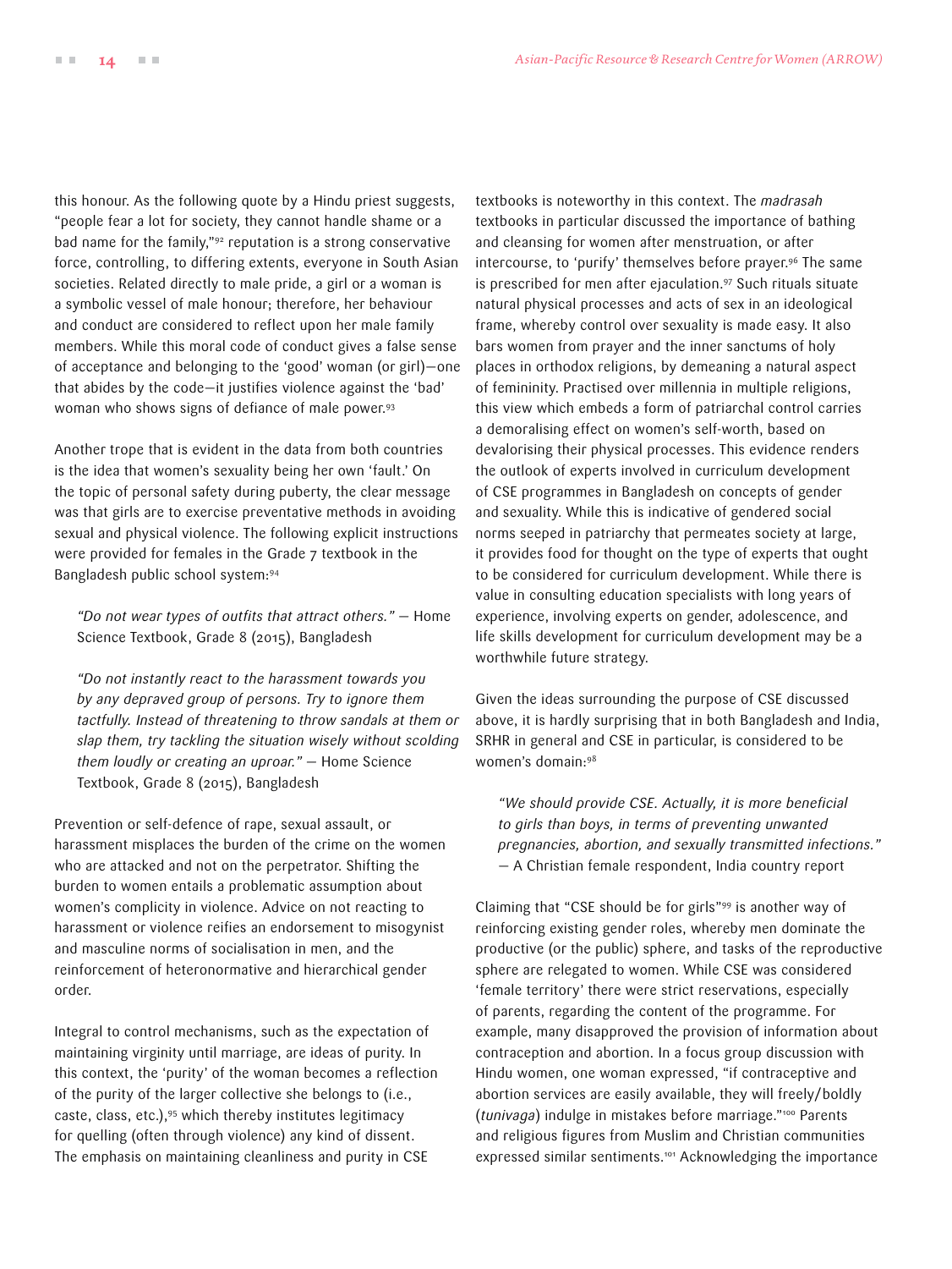this honour. As the following quote by a Hindu priest suggests, "people fear a lot for society, they cannot handle shame or a bad name for the family,"[92] reputation is a strong conservative force, controlling, to differing extents, everyone in South Asian societies. Related directly to male pride, a girl or a woman is a symbolic vessel of male honour; therefore, her behaviour and conduct are considered to reflect upon her male family members. While this moral code of conduct gives a false sense of acceptance and belonging to the 'good' woman (or girl)—one that abides by the code—it justifies violence against the 'bad' woman who shows signs of defiance of male power.[93]

Another trope that is evident in the data from both countries is the idea that women's sexuality being her own 'fault.' On the topic of personal safety during puberty, the clear message was that girls are to exercise preventative methods in avoiding sexual and physical violence. The following explicit instructions were provided for females in the Grade 7 textbook in the Bangladesh public school system:[94]

> *"Do not wear types of outfits that attract others."* — Home Science Textbook, Grade 8 (2015), Bangladesh

> *"Do not instantly react to the harassment towards you by any depraved group of persons. Try to ignore them tactfully. Instead of threatening to throw sandals at them or slap them, try tackling the situation wisely without scolding them loudly or creating an uproar."* — Home Science Textbook, Grade 8 (2015), Bangladesh

Prevention or self-defence of rape, sexual assault, or harassment misplaces the burden of the crime on the women who are attacked and not on the perpetrator. Shifting the burden to women entails a problematic assumption about women's complicity in violence. Advice on not reacting to harassment or violence reifies an endorsement to misogynist and masculine norms of socialisation in men, and the reinforcement of heteronormative and hierarchical gender order.

Integral to control mechanisms, such as the expectation of maintaining virginity until marriage, are ideas of purity. In this context, the 'purity' of the woman becomes a reflection of the purity of the larger collective she belongs to (i.e., caste, class, etc.),[95] which thereby institutes legitimacy for quelling (often through violence) any kind of dissent. The emphasis on maintaining cleanliness and purity in CSE textbooks is noteworthy in this context. The *madrasah* textbooks in particular discussed the importance of bathing and cleansing for women after menstruation, or after intercourse, to 'purify' themselves before prayer.[96] The same is prescribed for men after ejaculation.[97] Such rituals situate natural physical processes and acts of sex in an ideological frame, whereby control over sexuality is made easy. It also bars women from prayer and the inner sanctums of holy places in orthodox religions, by demeaning a natural aspect of femininity. Practised over millennia in multiple religions, this view which embeds a form of patriarchal control carries a demoralising effect on women's self-worth, based on devalorising their physical processes. This evidence renders the outlook of experts involved in curriculum development of CSE programmes in Bangladesh on concepts of gender and sexuality. While this is indicative of gendered social norms seeped in patriarchy that permeates society at large, it provides food for thought on the type of experts that ought to be considered for curriculum development. While there is value in consulting education specialists with long years of experience, involving experts on gender, adolescence, and life skills development for curriculum development may be a worthwhile future strategy.

Given the ideas surrounding the purpose of CSE discussed above, it is hardly surprising that in both Bangladesh and India, SRHR in general and CSE in particular, is considered to be women's domain:[98]

> *"We should provide CSE. Actually, it is more beneficial to girls than boys, in terms of preventing unwanted pregnancies, abortion, and sexually transmitted infections."* — A Christian female respondent, India country report

Claiming that "CSE should be for girls"[99] is another way of reinforcing existing gender roles, whereby men dominate the productive (or the public) sphere, and tasks of the reproductive sphere are relegated to women. While CSE was considered 'female territory' there were strict reservations, especially of parents, regarding the content of the programme. For example, many disapproved the provision of information about contraception and abortion. In a focus group discussion with Hindu women, one woman expressed, "if contraceptive and abortion services are easily available, they will freely/boldly (*tunivaga*) indulge in mistakes before marriage."[100] Parents and religious figures from Muslim and Christian communities expressed similar sentiments.[101] Acknowledging the importance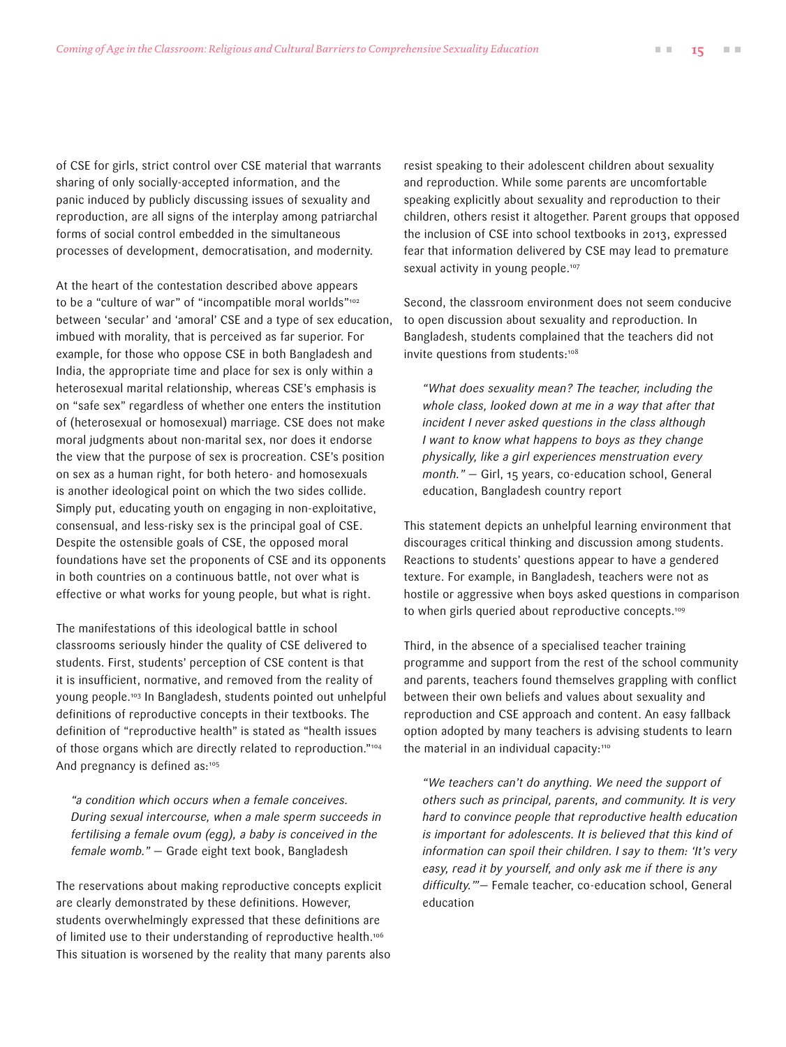of CSE for girls, strict control over CSE material that warrants sharing of only socially-accepted information, and the panic induced by publicly discussing issues of sexuality and reproduction, are all signs of the interplay among patriarchal forms of social control embedded in the simultaneous processes of development, democratisation, and modernity.

At the heart of the contestation described above appears to be a "culture of war" of "incompatible moral worlds"[102] between 'secular' and 'amoral' CSE and a type of sex education, imbued with morality, that is perceived as far superior. For example, for those who oppose CSE in both Bangladesh and India, the appropriate time and place for sex is only within a heterosexual marital relationship, whereas CSE's emphasis is on "safe sex" regardless of whether one enters the institution of (heterosexual or homosexual) marriage. CSE does not make moral judgments about non-marital sex, nor does it endorse the view that the purpose of sex is procreation. CSE's position on sex as a human right, for both hetero- and homosexuals is another ideological point on which the two sides collide. Simply put, educating youth on engaging in non-exploitative, consensual, and less-risky sex is the principal goal of CSE. Despite the ostensible goals of CSE, the opposed moral foundations have set the proponents of CSE and its opponents in both countries on a continuous battle, not over what is effective or what works for young people, but what is right.

The manifestations of this ideological battle in school classrooms seriously hinder the quality of CSE delivered to students. First, students' perception of CSE content is that it is insufficient, normative, and removed from the reality of young people.[103] In Bangladesh, students pointed out unhelpful definitions of reproductive concepts in their textbooks. The definition of "reproductive health" is stated as "health issues of those organs which are directly related to reproduction."[104] And pregnancy is defined as:[105]

> *"a condition which occurs when a female conceives. During sexual intercourse, when a male sperm succeeds in fertilising a female ovum (egg), a baby is conceived in the female womb."* — Grade eight text book, Bangladesh

The reservations about making reproductive concepts explicit are clearly demonstrated by these definitions. However, students overwhelmingly expressed that these definitions are of limited use to their understanding of reproductive health.[106] This situation is worsened by the reality that many parents also resist speaking to their adolescent children about sexuality and reproduction. While some parents are uncomfortable speaking explicitly about sexuality and reproduction to their children, others resist it altogether. Parent groups that opposed the inclusion of CSE into school textbooks in 2013, expressed fear that information delivered by CSE may lead to premature sexual activity in young people.[107]

Second, the classroom environment does not seem conducive to open discussion about sexuality and reproduction. In Bangladesh, students complained that the teachers did not invite questions from students:[108]

> *"What does sexuality mean? The teacher, including the whole class, looked down at me in a way that after that incident I never asked questions in the class although I want to know what happens to boys as they change physically, like a girl experiences menstruation every month."* — Girl, 15 years, co-education school, General education, Bangladesh country report

This statement depicts an unhelpful learning environment that discourages critical thinking and discussion among students. Reactions to students' questions appear to have a gendered texture. For example, in Bangladesh, teachers were not as hostile or aggressive when boys asked questions in comparison to when girls queried about reproductive concepts.[109]

Third, in the absence of a specialised teacher training programme and support from the rest of the school community and parents, teachers found themselves grappling with conflict between their own beliefs and values about sexuality and reproduction and CSE approach and content. An easy fallback option adopted by many teachers is advising students to learn the material in an individual capacity:[110]

> *"We teachers can't do anything. We need the support of others such as principal, parents, and community. It is very hard to convince people that reproductive health education is important for adolescents. It is believed that this kind of information can spoil their children. I say to them: 'It's very easy, read it by yourself, and only ask me if there is any difficulty.'"*— Female teacher, co-education school, General education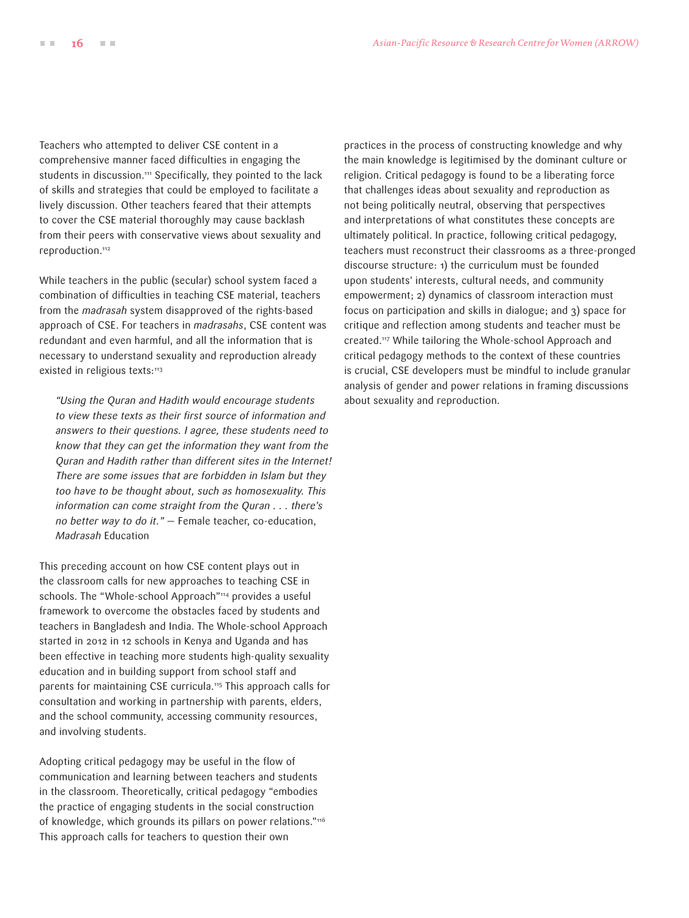Teachers who attempted to deliver CSE content in a comprehensive manner faced difficulties in engaging the students in discussion.[111] Specifically, they pointed to the lack of skills and strategies that could be employed to facilitate a lively discussion. Other teachers feared that their attempts to cover the CSE material thoroughly may cause backlash from their peers with conservative views about sexuality and reproduction.[112]

While teachers in the public (secular) school system faced a combination of difficulties in teaching CSE material, teachers from the *madrasah* system disapproved of the rights-based approach of CSE. For teachers in *madrasahs*, CSE content was redundant and even harmful, and all the information that is necessary to understand sexuality and reproduction already existed in religious texts:[113]

> *"Using the Quran and Hadith would encourage students to view these texts as their first source of information and answers to their questions. I agree, these students need to know that they can get the information they want from the Quran and Hadith rather than different sites in the Internet! There are some issues that are forbidden in Islam but they too have to be thought about, such as homosexuality. This information can come straight from the Quran . . . there's no better way to do it."* — Female teacher, co-education, *Madrasah* Education

This preceding account on how CSE content plays out in the classroom calls for new approaches to teaching CSE in schools. The "Whole-school Approach"[114] provides a useful framework to overcome the obstacles faced by students and teachers in Bangladesh and India. The Whole-school Approach started in 2012 in 12 schools in Kenya and Uganda and has been effective in teaching more students high-quality sexuality education and in building support from school staff and parents for maintaining CSE curricula.[115] This approach calls for consultation and working in partnership with parents, elders, and the school community, accessing community resources, and involving students.

Adopting critical pedagogy may be useful in the flow of communication and learning between teachers and students in the classroom. Theoretically, critical pedagogy "embodies the practice of engaging students in the social construction of knowledge, which grounds its pillars on power relations."[116] This approach calls for teachers to question their own practices in the process of constructing knowledge and why the main knowledge is legitimised by the dominant culture or religion. Critical pedagogy is found to be a liberating force that challenges ideas about sexuality and reproduction as not being politically neutral, observing that perspectives and interpretations of what constitutes these concepts are ultimately political. In practice, following critical pedagogy, teachers must reconstruct their classrooms as a three-pronged discourse structure: 1) the curriculum must be founded upon students' interests, cultural needs, and community empowerment; 2) dynamics of classroom interaction must focus on participation and skills in dialogue; and 3) space for critique and reflection among students and teacher must be created.[117] While tailoring the Whole-school Approach and critical pedagogy methods to the context of these countries is crucial, CSE developers must be mindful to include granular analysis of gender and power relations in framing discussions about sexuality and reproduction.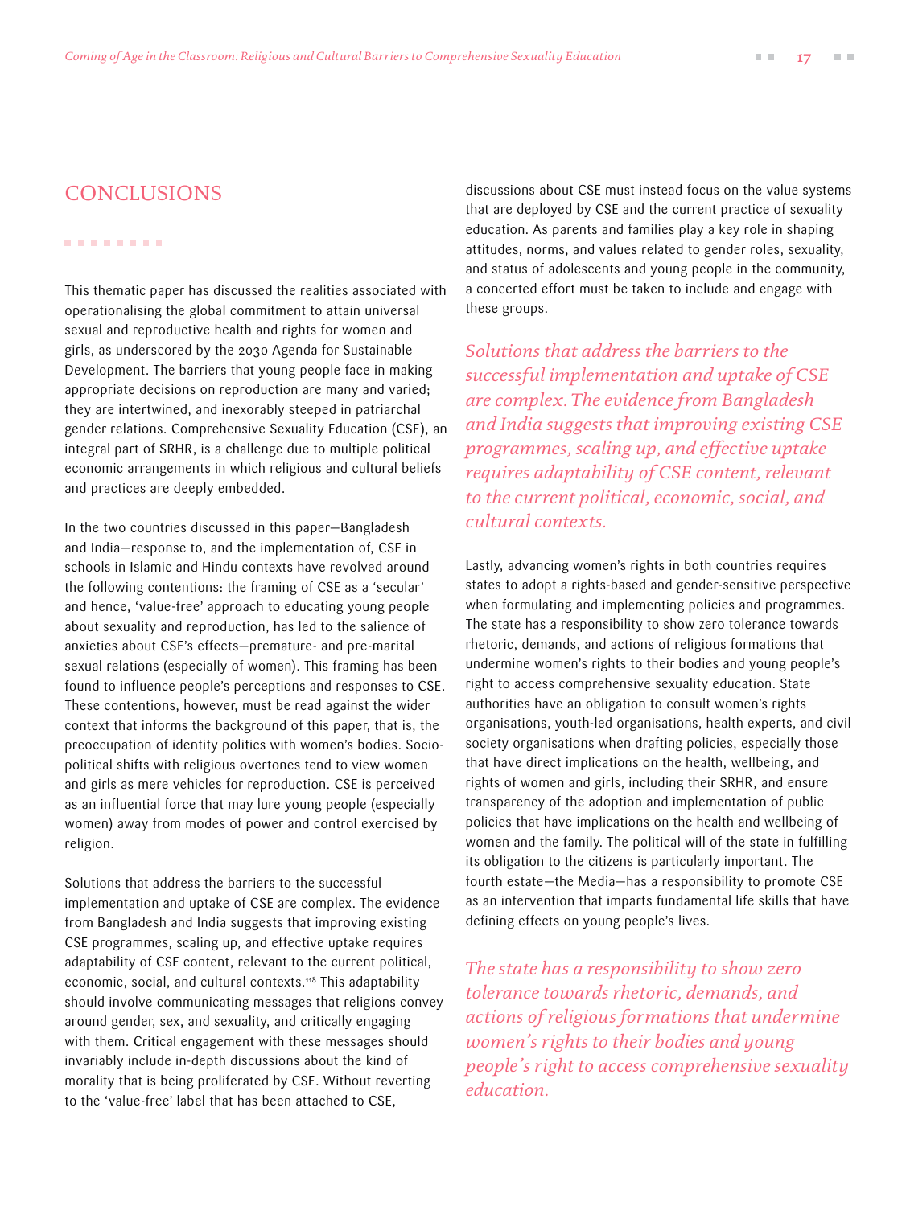## CONCLUSIONS

This thematic paper has discussed the realities associated with operationalising the global commitment to attain universal sexual and reproductive health and rights for women and girls, as underscored by the 2030 Agenda for Sustainable Development. The barriers that young people face in making appropriate decisions on reproduction are many and varied; they are intertwined, and inexorably steeped in patriarchal gender relations. Comprehensive Sexuality Education (CSE), an integral part of SRHR, is a challenge due to multiple political economic arrangements in which religious and cultural beliefs and practices are deeply embedded.

In the two countries discussed in this paper—Bangladesh and India—response to, and the implementation of, CSE in schools in Islamic and Hindu contexts have revolved around the following contentions: the framing of CSE as a 'secular' and hence, 'value-free' approach to educating young people about sexuality and reproduction, has led to the salience of anxieties about CSE's effects—premature- and pre-marital sexual relations (especially of women). This framing has been found to influence people's perceptions and responses to CSE. These contentions, however, must be read against the wider context that informs the background of this paper, that is, the preoccupation of identity politics with women's bodies. Socio-political shifts with religious overtones tend to view women and girls as mere vehicles for reproduction. CSE is perceived as an influential force that may lure young people (especially women) away from modes of power and control exercised by religion.

Solutions that address the barriers to the successful implementation and uptake of CSE are complex. The evidence from Bangladesh and India suggests that improving existing CSE programmes, scaling up, and effective uptake requires adaptability of CSE content, relevant to the current political, economic, social, and cultural contexts.[118] This adaptability should involve communicating messages that religions convey around gender, sex, and sexuality, and critically engaging with them. Critical engagement with these messages should invariably include in-depth discussions about the kind of morality that is being proliferated by CSE. Without reverting to the 'value-free' label that has been attached to CSE, discussions about CSE must instead focus on the value systems that are deployed by CSE and the current practice of sexuality education. As parents and families play a key role in shaping attitudes, norms, and values related to gender roles, sexuality, and status of adolescents and young people in the community, a concerted effort must be taken to include and engage with these groups.

*Solutions that address the barriers to the successful implementation and uptake of CSE are complex. The evidence from Bangladesh and India suggests that improving existing CSE programmes, scaling up, and effective uptake requires adaptability of CSE content, relevant to the current political, economic, social, and cultural contexts.*

Lastly, advancing women's rights in both countries requires states to adopt a rights-based and gender-sensitive perspective when formulating and implementing policies and programmes. The state has a responsibility to show zero tolerance towards rhetoric, demands, and actions of religious formations that undermine women's rights to their bodies and young people's right to access comprehensive sexuality education. State authorities have an obligation to consult women's rights organisations, youth-led organisations, health experts, and civil society organisations when drafting policies, especially those that have direct implications on the health, wellbeing, and rights of women and girls, including their SRHR, and ensure transparency of the adoption and implementation of public policies that have implications on the health and wellbeing of women and the family. The political will of the state in fulfilling its obligation to the citizens is particularly important. The fourth estate—the Media—has a responsibility to promote CSE as an intervention that imparts fundamental life skills that have defining effects on young people's lives.

*The state has a responsibility to show zero tolerance towards rhetoric, demands, and actions of religious formations that undermine women's rights to their bodies and young people's right to access comprehensive sexuality education.*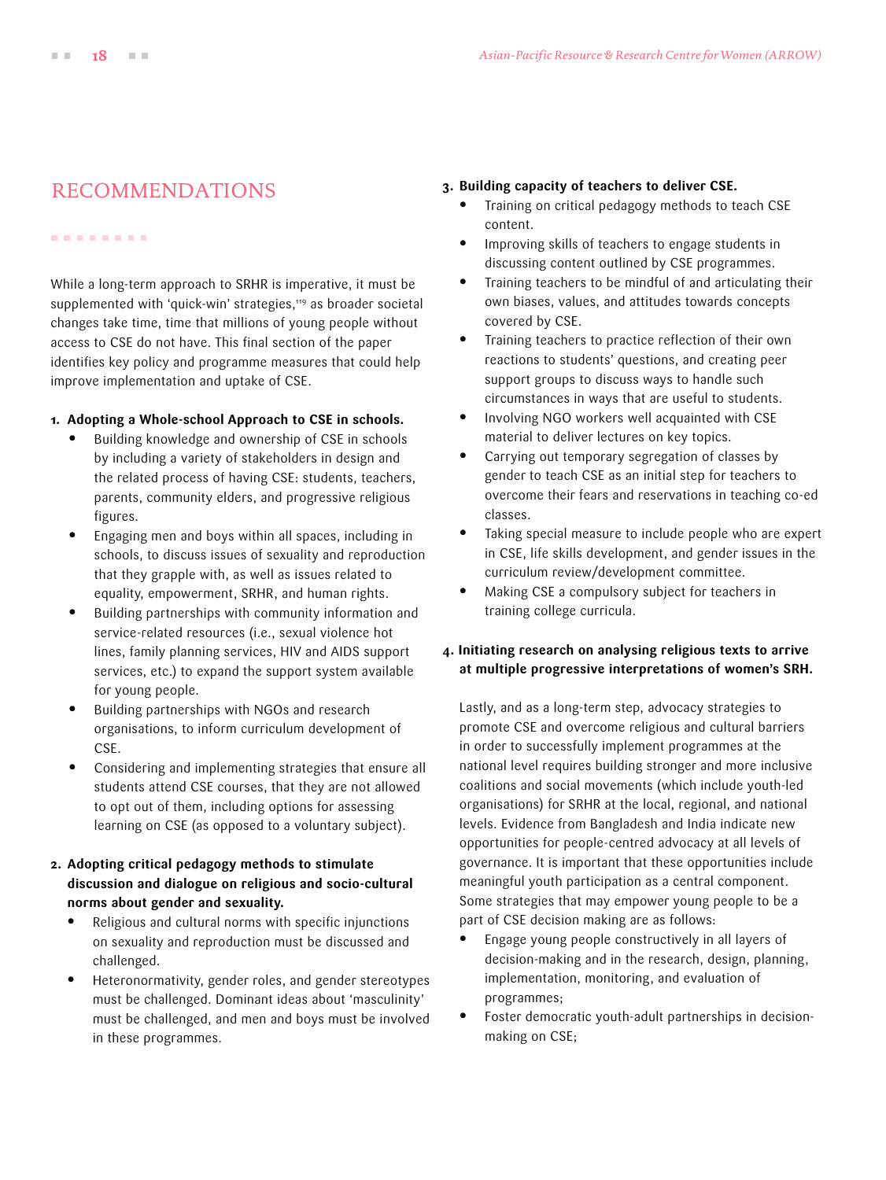# RECOMMENDATIONS

While a long-term approach to SRHR is imperative, it must be supplemented with 'quick-win' strategies,[119] as broader societal changes take time, time that millions of young people without access to CSE do not have. This final section of the paper identifies key policy and programme measures that could help improve implementation and uptake of CSE.

1. **Adopting a Whole-school Approach to CSE in schools.**
   - Building knowledge and ownership of CSE in schools by including a variety of stakeholders in design and the related process of having CSE: students, teachers, parents, community elders, and progressive religious figures.
   - Engaging men and boys within all spaces, including in schools, to discuss issues of sexuality and reproduction that they grapple with, as well as issues related to equality, empowerment, SRHR, and human rights.
   - Building partnerships with community information and service-related resources (i.e., sexual violence hot lines, family planning services, HIV and AIDS support services, etc.) to expand the support system available for young people.
   - Building partnerships with NGOs and research organisations, to inform curriculum development of CSE.
   - Considering and implementing strategies that ensure all students attend CSE courses, that they are not allowed to opt out of them, including options for assessing learning on CSE (as opposed to a voluntary subject).

2. **Adopting critical pedagogy methods to stimulate discussion and dialogue on religious and socio-cultural norms about gender and sexuality.**
   - Religious and cultural norms with specific injunctions on sexuality and reproduction must be discussed and challenged.
   - Heteronormativity, gender roles, and gender stereotypes must be challenged. Dominant ideas about 'masculinity' must be challenged, and men and boys must be involved in these programmes.

3. **Building capacity of teachers to deliver CSE.**
   - Training on critical pedagogy methods to teach CSE content.
   - Improving skills of teachers to engage students in discussing content outlined by CSE programmes.
   - Training teachers to be mindful of and articulating their own biases, values, and attitudes towards concepts covered by CSE.
   - Training teachers to practice reflection of their own reactions to students' questions, and creating peer support groups to discuss ways to handle such circumstances in ways that are useful to students.
   - Involving NGO workers well acquainted with CSE material to deliver lectures on key topics.
   - Carrying out temporary segregation of classes by gender to teach CSE as an initial step for teachers to overcome their fears and reservations in teaching co-ed classes.
   - Taking special measure to include people who are expert in CSE, life skills development, and gender issues in the curriculum review/development committee.
   - Making CSE a compulsory subject for teachers in training college curricula.

4. **Initiating research on analysing religious texts to arrive at multiple progressive interpretations of women's SRH.**

   Lastly, and as a long-term step, advocacy strategies to promote CSE and overcome religious and cultural barriers in order to successfully implement programmes at the national level requires building stronger and more inclusive coalitions and social movements (which include youth-led organisations) for SRHR at the local, regional, and national levels. Evidence from Bangladesh and India indicate new opportunities for people-centred advocacy at all levels of governance. It is important that these opportunities include meaningful youth participation as a central component. Some strategies that may empower young people to be a part of CSE decision making are as follows:

   - Engage young people constructively in all layers of decision-making and in the research, design, planning, implementation, monitoring, and evaluation of programmes;
   - Foster democratic youth-adult partnerships in decision-making on CSE;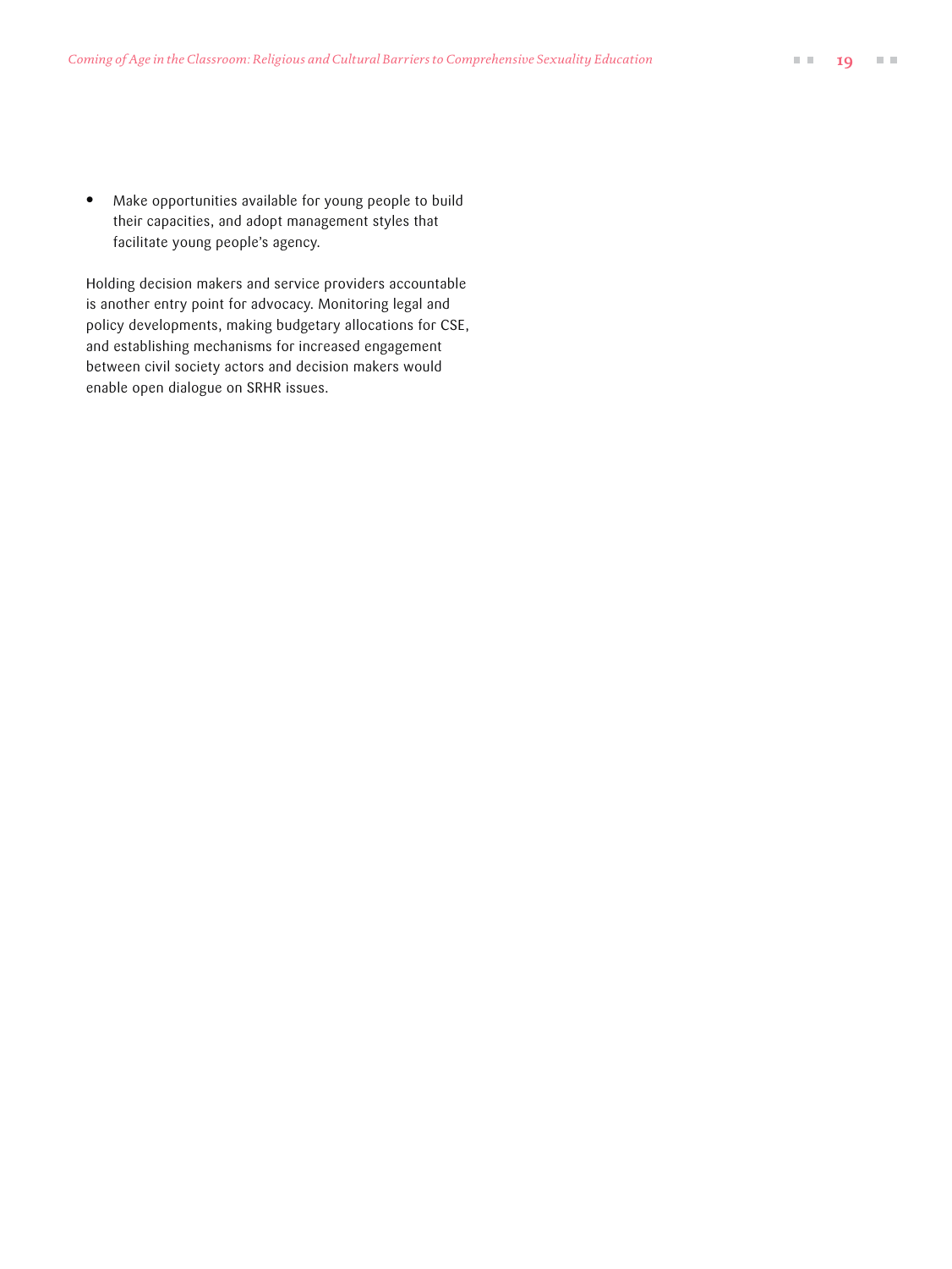- Make opportunities available for young people to build their capacities, and adopt management styles that facilitate young people's agency.

Holding decision makers and service providers accountable is another entry point for advocacy. Monitoring legal and policy developments, making budgetary allocations for CSE, and establishing mechanisms for increased engagement between civil society actors and decision makers would enable open dialogue on SRHR issues.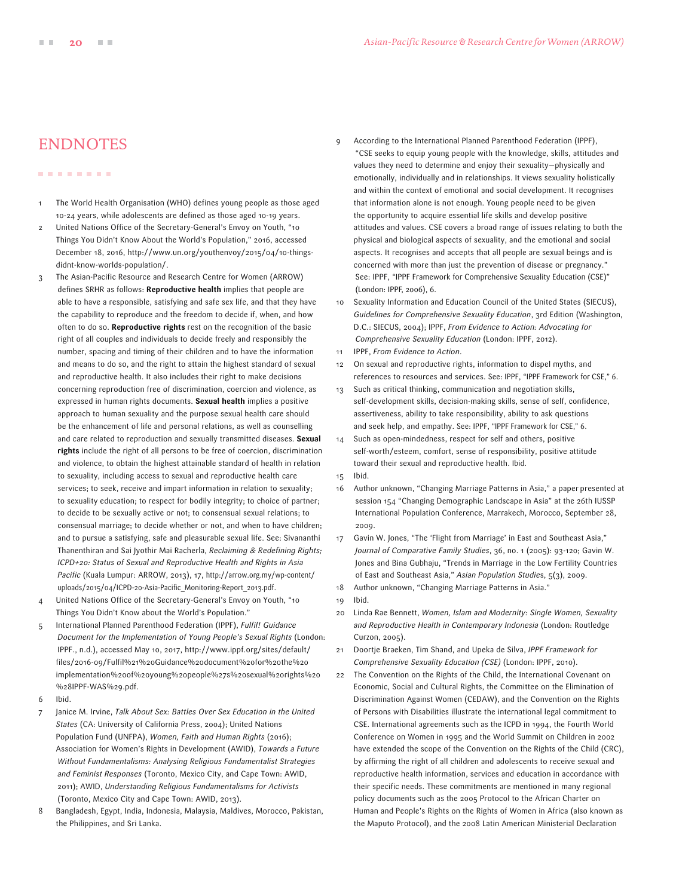# ENDNOTES

1. The World Health Organisation (WHO) defines young people as those aged 10-24 years, while adolescents are defined as those aged 10-19 years.
2. United Nations Office of the Secretary-General's Envoy on Youth, "10 Things You Didn't Know About the World's Population," 2016, accessed December 18, 2016, http://www.un.org/youthenvoy/2015/04/10-things-didnt-know-worlds-population/.
3. The Asian-Pacific Resource and Research Centre for Women (ARROW) defines SRHR as follows: **Reproductive health** implies that people are able to have a responsible, satisfying and safe sex life, and that they have the capability to reproduce and the freedom to decide if, when, and how often to do so. **Reproductive rights** rest on the recognition of the basic right of all couples and individuals to decide freely and responsibly the number, spacing and timing of their children and to have the information and means to do so, and the right to attain the highest standard of sexual and reproductive health. It also includes their right to make decisions concerning reproduction free of discrimination, coercion and violence, as expressed in human rights documents. **Sexual health** implies a positive approach to human sexuality and the purpose sexual health care should be the enhancement of life and personal relations, as well as counselling and care related to reproduction and sexually transmitted diseases. **Sexual rights** include the right of all persons to be free of coercion, discrimination and violence, to obtain the highest attainable standard of health in relation to sexuality, including access to sexual and reproductive health care services; to seek, receive and impart information in relation to sexuality; to sexuality education; to respect for bodily integrity; to choice of partner; to decide to be sexually active or not; to consensual sexual relations; to consensual marriage; to decide whether or not, and when to have children; and to pursue a satisfying, safe and pleasurable sexual life. See: Sivananthi Thanenthiran and Sai Jyothir Mai Racherla, *Reclaiming & Redefining Rights; ICPD+20: Status of Sexual and Reproductive Health and Rights in Asia Pacific* (Kuala Lumpur: ARROW, 2013), 17, http://arrow.org.my/wp-content/uploads/2015/04/ICPD-20-Asia-Pacific_Monitoring-Report_2013.pdf.
4. United Nations Office of the Secretary-General's Envoy on Youth, "10 Things You Didn't Know about the World's Population."
5. International Planned Parenthood Federation (IPPF), *Fulfil! Guidance Document for the Implementation of Young People's Sexual Rights* (London: IPPF., n.d.), accessed May 10, 2017, http://www.ippf.org/sites/default/files/2016-09/Fulfil%21%20Guidance%20document%20for%20the%20implementation%20of%20young%20people%27s%20sexual%20rights%20%28IPPF-WAS%29.pdf.
6. Ibid.
7. Janice M. Irvine, *Talk About Sex: Battles Over Sex Education in the United States* (CA: University of California Press, 2004); United Nations Population Fund (UNFPA), *Women, Faith and Human Rights* (2016); Association for Women's Rights in Development (AWID), *Towards a Future Without Fundamentalisms: Analysing Religious Fundamentalist Strategies and Feminist Responses* (Toronto, Mexico City, and Cape Town: AWID, 2011); AWID, *Understanding Religious Fundamentalisms for Activists* (Toronto, Mexico City and Cape Town: AWID, 2013).
8. Bangladesh, Egypt, India, Indonesia, Malaysia, Maldives, Morocco, Pakistan, the Philippines, and Sri Lanka.
9. According to the International Planned Parenthood Federation (IPPF), "CSE seeks to equip young people with the knowledge, skills, attitudes and values they need to determine and enjoy their sexuality—physically and emotionally, individually and in relationships. It views sexuality holistically and within the context of emotional and social development. It recognises that information alone is not enough. Young people need to be given the opportunity to acquire essential life skills and develop positive attitudes and values. CSE covers a broad range of issues relating to both the physical and biological aspects of sexuality, and the emotional and social aspects. It recognises and accepts that all people are sexual beings and is concerned with more than just the prevention of disease or pregnancy." See: IPPF, "IPPF Framework for Comprehensive Sexuality Education (CSE)" (London: IPPF, 2006), 6.
10. Sexuality Information and Education Council of the United States (SIECUS), *Guidelines for Comprehensive Sexuality Education*, 3rd Edition (Washington, D.C.: SIECUS, 2004); IPPF, *From Evidence to Action: Advocating for Comprehensive Sexuality Education* (London: IPPF, 2012).
11. IPPF, *From Evidence to Action*.
12. On sexual and reproductive rights, information to dispel myths, and references to resources and services. See: IPPF, "IPPF Framework for CSE," 6.
13. Such as critical thinking, communication and negotiation skills, self-development skills, decision-making skills, sense of self, confidence, assertiveness, ability to take responsibility, ability to ask questions and seek help, and empathy. See: IPPF, "IPPF Framework for CSE," 6.
14. Such as open-mindedness, respect for self and others, positive self-worth/esteem, comfort, sense of responsibility, positive attitude toward their sexual and reproductive health. Ibid.
15. Ibid.
16. Author unknown, "Changing Marriage Patterns in Asia," a paper presented at session 154 "Changing Demographic Landscape in Asia" at the 26th IUSSP International Population Conference, Marrakech, Morocco, September 28, 2009.
17. Gavin W. Jones, "The 'Flight from Marriage' in East and Southeast Asia," *Journal of Comparative Family Studies*, 36, no. 1 (2005): 93-120; Gavin W. Jones and Bina Gubhaju, "Trends in Marriage in the Low Fertility Countries of East and Southeast Asia," *Asian Population Studies*, 5(3), 2009.
18. Author unknown, "Changing Marriage Patterns in Asia."
19. Ibid.
20. Linda Rae Bennett, *Women, Islam and Modernity: Single Women, Sexuality and Reproductive Health in Contemporary Indonesia* (London: Routledge Curzon, 2005).
21. Doortje Braeken, Tim Shand, and Upeka de Silva, *IPPF Framework for Comprehensive Sexuality Education (CSE)* (London: IPPF, 2010).
22. The Convention on the Rights of the Child, the International Covenant on Economic, Social and Cultural Rights, the Committee on the Elimination of Discrimination Against Women (CEDAW), and the Convention on the Rights of Persons with Disabilities illustrate the international legal commitment to CSE. International agreements such as the ICPD in 1994, the Fourth World Conference on Women in 1995 and the World Summit on Children in 2002 have extended the scope of the Convention on the Rights of the Child (CRC), by affirming the right of all children and adolescents to receive sexual and reproductive health information, services and education in accordance with their specific needs. These commitments are mentioned in many regional policy documents such as the 2005 Protocol to the African Charter on Human and People's Rights on the Rights of Women in Africa (also known as the Maputo Protocol), and the 2008 Latin American Ministerial Declaration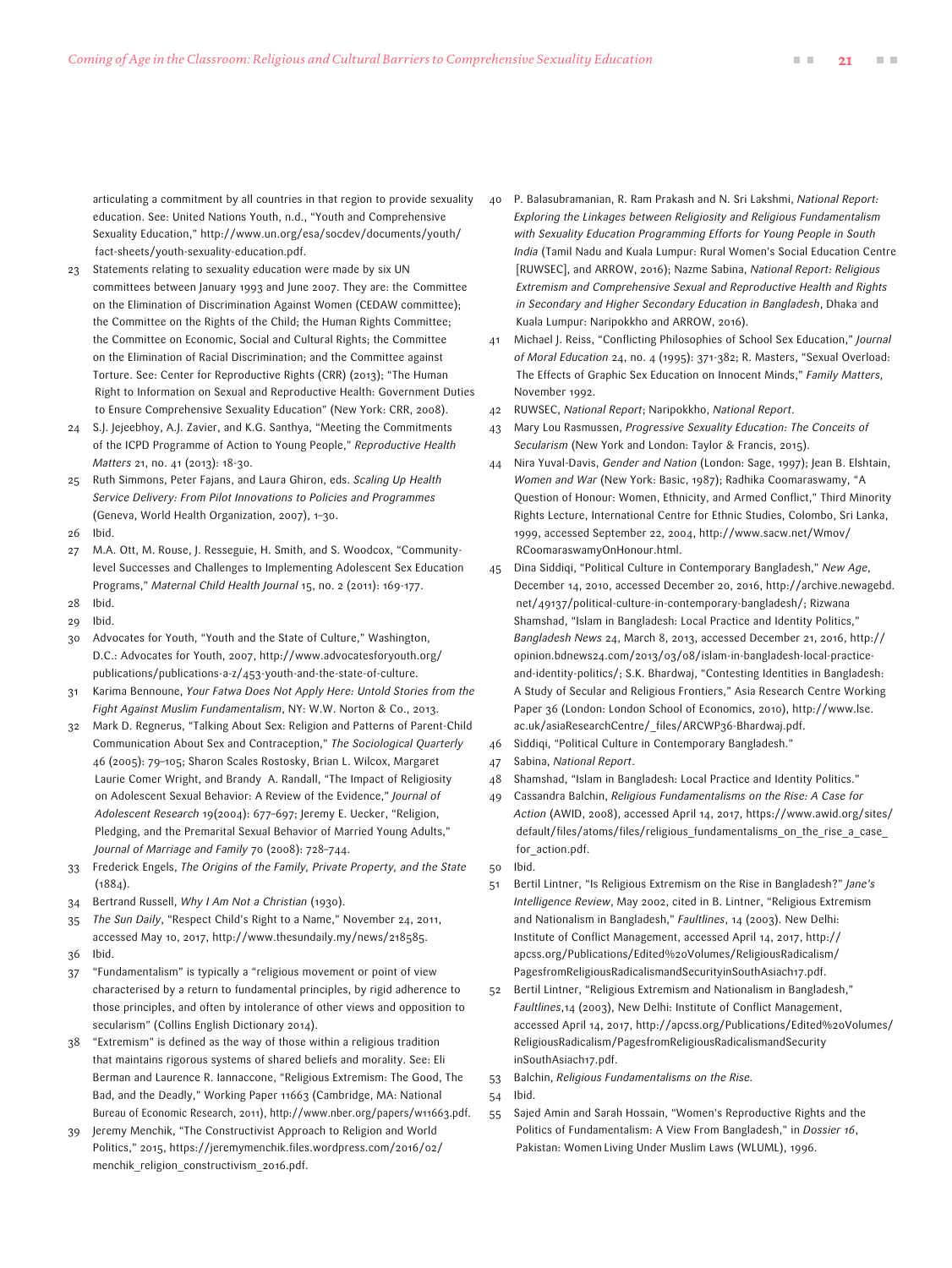articulating a commitment by all countries in that region to provide sexuality education. See: United Nations Youth, n.d., "Youth and Comprehensive Sexuality Education," http://www.un.org/esa/socdev/documents/youth/fact-sheets/youth-sexuality-education.pdf.

23 Statements relating to sexuality education were made by six UN committees between January 1993 and June 2007. They are: the Committee on the Elimination of Discrimination Against Women (CEDAW committee); the Committee on the Rights of the Child; the Human Rights Committee; the Committee on Economic, Social and Cultural Rights; the Committee on the Elimination of Racial Discrimination; and the Committee against Torture. See: Center for Reproductive Rights (CRR) (2013); "The Human Right to Information on Sexual and Reproductive Health: Government Duties to Ensure Comprehensive Sexuality Education" (New York: CRR, 2008).

24 S.J. Jejeebhoy, A.J. Zavier, and K.G. Santhya, "Meeting the Commitments of the ICPD Programme of Action to Young People," *Reproductive Health Matters* 21, no. 41 (2013): 18-30.

25 Ruth Simmons, Peter Fajans, and Laura Ghiron, eds. *Scaling Up Health Service Delivery: From Pilot Innovations to Policies and Programmes* (Geneva, World Health Organization, 2007), 1–30.

26 Ibid.

27 M.A. Ott, M. Rouse, J. Resseguie, H. Smith, and S. Woodcox, "Community-level Successes and Challenges to Implementing Adolescent Sex Education Programs," *Maternal Child Health Journal* 15, no. 2 (2011): 169-177.

28 Ibid.

29 Ibid.

30 Advocates for Youth, "Youth and the State of Culture," Washington, D.C.: Advocates for Youth, 2007, http://www.advocatesforyouth.org/publications/publications-a-z/453-youth-and-the-state-of-culture.

31 Karima Bennoune, *Your Fatwa Does Not Apply Here: Untold Stories from the Fight Against Muslim Fundamentalism*, NY: W.W. Norton & Co., 2013.

32 Mark D. Regnerus, "Talking About Sex: Religion and Patterns of Parent-Child Communication About Sex and Contraception," *The Sociological Quarterly* 46 (2005): 79–105; Sharon Scales Rostosky, Brian L. Wilcox, Margaret Laurie Comer Wright, and Brandy A. Randall, "The Impact of Religiosity on Adolescent Sexual Behavior: A Review of the Evidence," *Journal of Adolescent Research* 19(2004): 677–697; Jeremy E. Uecker, "Religion, Pledging, and the Premarital Sexual Behavior of Married Young Adults," *Journal of Marriage and Family* 70 (2008): 728–744.

33 Frederick Engels, *The Origins of the Family, Private Property, and the State* (1884).

34 Bertrand Russell, *Why I Am Not a Christian* (1930).

35 *The Sun Daily*, "Respect Child's Right to a Name," November 24, 2011, accessed May 10, 2017, http://www.thesundaily.my/news/218585.

36 Ibid.

37 "Fundamentalism" is typically a "religious movement or point of view characterised by a return to fundamental principles, by rigid adherence to those principles, and often by intolerance of other views and opposition to secularism" (Collins English Dictionary 2014).

38 "Extremism" is defined as the way of those within a religious tradition that maintains rigorous systems of shared beliefs and morality. See: Eli Berman and Laurence R. Iannaccone, "Religious Extremism: The Good, The Bad, and the Deadly," Working Paper 11663 (Cambridge, MA: National Bureau of Economic Research, 2011), http://www.nber.org/papers/w11663.pdf.

39 Jeremy Menchik, "The Constructivist Approach to Religion and World Politics," 2015, https://jeremymenchik.files.wordpress.com/2016/02/menchik_religion_constructivism_2016.pdf.

40 P. Balasubramanian, R. Ram Prakash and N. Sri Lakshmi, *National Report: Exploring the Linkages between Religiosity and Religious Fundamentalism with Sexuality Education Programming Efforts for Young People in South India* (Tamil Nadu and Kuala Lumpur: Rural Women's Social Education Centre [RUWSEC], and ARROW, 2016); Nazme Sabina, *National Report: Religious Extremism and Comprehensive Sexual and Reproductive Health and Rights in Secondary and Higher Secondary Education in Bangladesh*, Dhaka and Kuala Lumpur: Naripokkho and ARROW, 2016).

41 Michael J. Reiss, "Conflicting Philosophies of School Sex Education," *Journal of Moral Education* 24, no. 4 (1995): 371-382; R. Masters, "Sexual Overload: The Effects of Graphic Sex Education on Innocent Minds," *Family Matters*, November 1992.

42 RUWSEC, *National Report*; Naripokkho, *National Report*.

43 Mary Lou Rasmussen, *Progressive Sexuality Education: The Conceits of Secularism* (New York and London: Taylor & Francis, 2015).

44 Nira Yuval-Davis, *Gender and Nation* (London: Sage, 1997); Jean B. Elshtain, *Women and War* (New York: Basic, 1987); Radhika Coomaraswamy, "A Question of Honour: Women, Ethnicity, and Armed Conflict," Third Minority Rights Lecture, International Centre for Ethnic Studies, Colombo, Sri Lanka, 1999, accessed September 22, 2004, http://www.sacw.net/Wmov/RCoomaraswamyOnHonour.html.

45 Dina Siddiqi, "Political Culture in Contemporary Bangladesh," *New Age*, December 14, 2010, accessed December 20, 2016, http://archive.newagebd.net/49137/political-culture-in-contemporary-bangladesh/; Rizwana Shamshad, "Islam in Bangladesh: Local Practice and Identity Politics," *Bangladesh News* 24, March 8, 2013, accessed December 21, 2016, http://opinion.bdnews24.com/2013/03/08/islam-in-bangladesh-local-practice-and-identity-politics/; S.K. Bhardwaj, "Contesting Identities in Bangladesh: A Study of Secular and Religious Frontiers," Asia Research Centre Working Paper 36 (London: London School of Economics, 2010), http://www.lse.ac.uk/asiaResearchCentre/_files/ARCWP36-Bhardwaj.pdf.

46 Siddiqi, "Political Culture in Contemporary Bangladesh."

47 Sabina, *National Report*.

48 Shamshad, "Islam in Bangladesh: Local Practice and Identity Politics."

49 Cassandra Balchin, *Religious Fundamentalisms on the Rise: A Case for Action* (AWID, 2008), accessed April 14, 2017, https://www.awid.org/sites/default/files/atoms/files/religious_fundamentalisms_on_the_rise_a_case_for_action.pdf.

50 Ibid.

51 Bertil Lintner, "Is Religious Extremism on the Rise in Bangladesh?" *Jane's Intelligence Review*, May 2002, cited in B. Lintner, "Religious Extremism and Nationalism in Bangladesh," *Faultlines*, 14 (2003). New Delhi: Institute of Conflict Management, accessed April 14, 2017, http://apcss.org/Publications/Edited%20Volumes/ReligiousRadicalism/PagesfromReligiousRadicalismandSecurityinSouthAsiach17.pdf.

52 Bertil Lintner, "Religious Extremism and Nationalism in Bangladesh," *Faultlines*,14 (2003), New Delhi: Institute of Conflict Management, accessed April 14, 2017, http://apcss.org/Publications/Edited%20Volumes/ReligiousRadicalism/PagesfromReligiousRadicalismandSecurityinSouthAsiach17.pdf.

53 Balchin, *Religious Fundamentalisms on the Rise.*

54 Ibid.

55 Sajed Amin and Sarah Hossain, "Women's Reproductive Rights and the Politics of Fundamentalism: A View From Bangladesh," in *Dossier 16*, Pakistan: Women Living Under Muslim Laws (WLUML), 1996.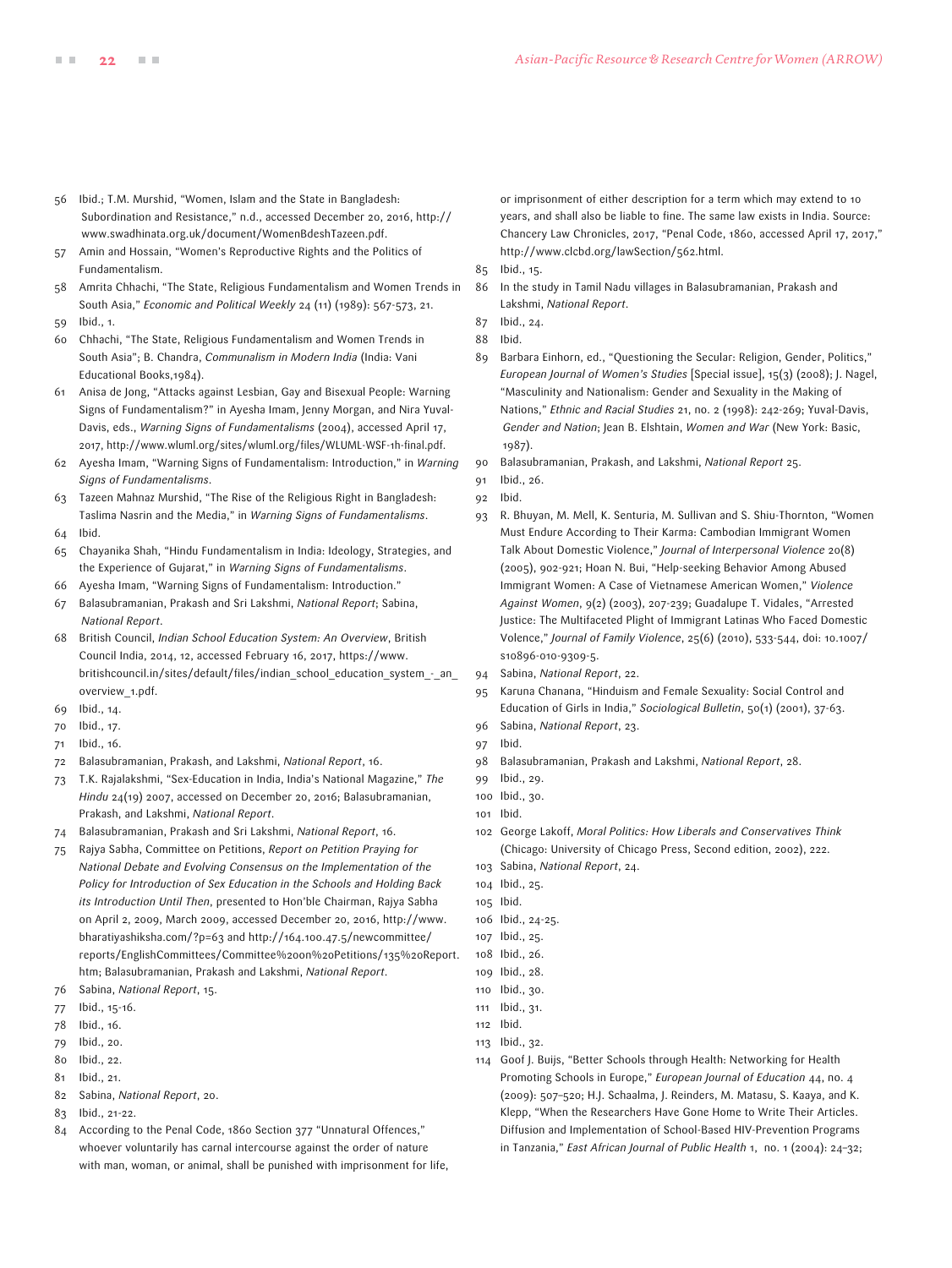56 Ibid.; T.M. Murshid, "Women, Islam and the State in Bangladesh: Subordination and Resistance," n.d., accessed December 20, 2016, http://www.swadhinata.org.uk/document/WomenBdeshTazeen.pdf.

57 Amin and Hossain, "Women's Reproductive Rights and the Politics of Fundamentalism.

58 Amrita Chhachi, "The State, Religious Fundamentalism and Women Trends in South Asia," *Economic and Political Weekly* 24 (11) (1989): 567-573, 21.

59 Ibid., 1.

60 Chhachi, "The State, Religious Fundamentalism and Women Trends in South Asia"; B. Chandra, *Communalism in Modern India* (India: Vani Educational Books,1984).

61 Anisa de Jong, "Attacks against Lesbian, Gay and Bisexual People: Warning Signs of Fundamentalism?" in Ayesha Imam, Jenny Morgan, and Nira Yuval-Davis, eds., *Warning Signs of Fundamentalisms* (2004), accessed April 17, 2017, http://www.wluml.org/sites/wluml.org/files/WLUML-WSF-1h-final.pdf.

62 Ayesha Imam, "Warning Signs of Fundamentalism: Introduction," in *Warning Signs of Fundamentalisms*.

63 Tazeen Mahnaz Murshid, "The Rise of the Religious Right in Bangladesh: Taslima Nasrin and the Media," in *Warning Signs of Fundamentalisms*.

64 Ibid

65 Chayanika Shah, "Hindu Fundamentalism in India: Ideology, Strategies, and the Experience of Gujarat," in *Warning Signs of Fundamentalisms*.

66 Ayesha Imam, "Warning Signs of Fundamentalism: Introduction."

67 Balasubramanian, Prakash and Sri Lakshmi, *National Report*; Sabina, *National Report*.

68 British Council, *Indian School Education System: An Overview*, British Council India, 2014, 12, accessed February 16, 2017, https://www.britishcouncil.in/sites/default/files/indian_school_education_system_-_an_overview_1.pdf.

69 Ibid., 14.

70 Ibid., 17.

71 Ibid., 16.

72 Balasubramanian, Prakash, and Lakshmi, *National Report*, 16.

73 T.K. Rajalakshmi, "Sex-Education in India, India's National Magazine," *The Hindu* 24(19) 2007, accessed on December 20, 2016; Balasubramanian, Prakash, and Lakshmi, *National Report*.

74 Balasubramanian, Prakash and Sri Lakshmi, *National Report*, 16.

75 Rajya Sabha, Committee on Petitions, *Report on Petition Praying for National Debate and Evolving Consensus on the Implementation of the Policy for Introduction of Sex Education in the Schools and Holding Back its Introduction Until Then*, presented to Hon'ble Chairman, Rajya Sabha on April 2, 2009, March 2009, accessed December 20, 2016, http://www.bharatiyashiksha.com/?p=63 and http://164.100.47.5/newcommittee/reports/EnglishCommittees/Committee%20on%20Petitions/135%20Report.htm; Balasubramanian, Prakash and Lakshmi, *National Report*.

76 Sabina, *National Report*, 15.

77 Ibid., 15-16.

78 Ibid., 16.

79 Ibid., 20.

80 Ibid., 22.

81 Ibid., 21.

82 Sabina, *National Report*, 20.

83 Ibid., 21-22.

84 According to the Penal Code, 1860 Section 377 "Unnatural Offences," whoever voluntarily has carnal intercourse against the order of nature with man, woman, or animal, shall be punished with imprisonment for life, or imprisonment of either description for a term which may extend to 10 years, and shall also be liable to fine. The same law exists in India. Source: Chancery Law Chronicles, 2017, "Penal Code, 1860, accessed April 17, 2017," http://www.clcbd.org/lawSection/562.html.

85 Ibid., 15.

86 In the study in Tamil Nadu villages in Balasubramanian, Prakash and Lakshmi, *National Report*.

87 Ibid., 24.

88 Ibid.

89 Barbara Einhorn, ed., "Questioning the Secular: Religion, Gender, Politics," *European Journal of Women's Studies* [Special issue], 15(3) (2008); J. Nagel, "Masculinity and Nationalism: Gender and Sexuality in the Making of Nations," *Ethnic and Racial Studies* 21, no. 2 (1998): 242-269; Yuval-Davis, *Gender and Nation*; Jean B. Elshtain, *Women and War* (New York: Basic, 1987).

90 Balasubramanian, Prakash, and Lakshmi, *National Report* 25.

91 Ibid., 26.

92 Ibid

93 R. Bhuyan, M. Mell, K. Senturia, M. Sullivan and S. Shiu-Thornton, "Women Must Endure According to Their Karma: Cambodian Immigrant Women Talk About Domestic Violence," *Journal of Interpersonal Violence* 20(8) (2005), 902-921; Hoan N. Bui, "Help-seeking Behavior Among Abused Immigrant Women: A Case of Vietnamese American Women," *Violence Against Women*, 9(2) (2003), 207-239; Guadalupe T. Vidales, "Arrested Justice: The Multifaceted Plight of Immigrant Latinas Who Faced Domestic Volence," *Journal of Family Violence*, 25(6) (2010), 533-544, doi: 10.1007/s10896-010-9309-5.

94 Sabina, *National Report*, 22.

95 Karuna Chanana, "Hinduism and Female Sexuality: Social Control and Education of Girls in India," *Sociological Bulletin*, 50(1) (2001), 37-63.

96 Sabina, *National Report*, 23.

97 Ibid

98 Balasubramanian, Prakash and Lakshmi, *National Report*, 28.

99 Ibid., 29.

100 Ibid., 30.

101 Ibid

102 George Lakoff, *Moral Politics: How Liberals and Conservatives Think* (Chicago: University of Chicago Press, Second edition, 2002), 222.

103 Sabina, *National Report*, 24.

104 Ibid., 25.

105 Ibid

106 Ibid., 24-25.

107 Ibid., 25.

108 Ibid., 26.

109 Ibid., 28.

110 Ibid., 30.

111 Ibid., 31.

112 Ibid

113 Ibid., 32.

114 Goof J. Buijs, "Better Schools through Health: Networking for Health Promoting Schools in Europe," *European Journal of Education* 44, no. 4 (2009): 507–520; H.J. Schaalma, J. Reinders, M. Matasu, S. Kaaya, and K. Klepp, "When the Researchers Have Gone Home to Write Their Articles. Diffusion and Implementation of School-Based HIV-Prevention Programs in Tanzania," *East African Journal of Public Health* 1, no. 1 (2004): 24–32;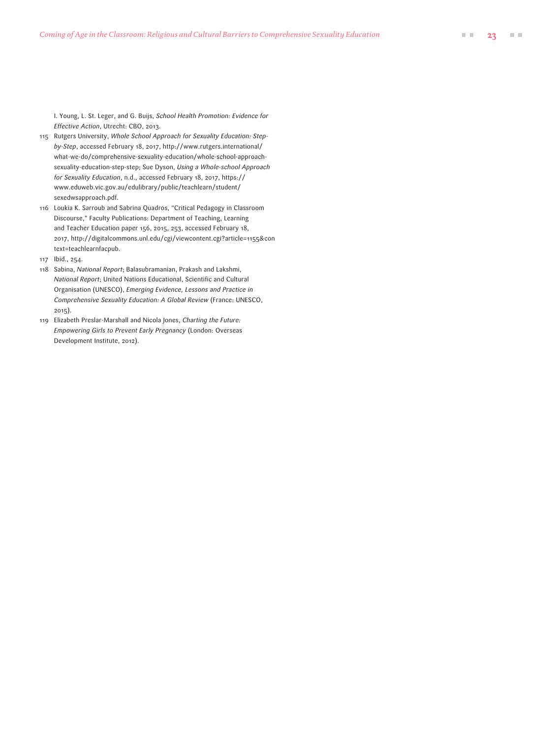I. Young, L. St. Leger, and G. Buijs, *School Health Promotion: Evidence for Effective Action*, Utrecht: CBO, 2013.

115 Rutgers University, *Whole School Approach for Sexuality Education: Step-by-Step*, accessed February 18, 2017, http://www.rutgers.international/what-we-do/comprehensive-sexuality-education/whole-school-approach-sexuality-education-step-step; Sue Dyson, *Using a Whole-school Approach for Sexuality Education*, n.d., accessed February 18, 2017, https://www.eduweb.vic.gov.au/edulibrary/public/teachlearn/student/sexedwsapproach.pdf.

116 Loukia K. Sarroub and Sabrina Quadros, "Critical Pedagogy in Classroom Discourse," Faculty Publications: Department of Teaching, Learning and Teacher Education paper 156, 2015, 253, accessed February 18, 2017, http://digitalcommons.unl.edu/cgi/viewcontent.cgi?article=1155&context=teachlearnfacpub.

117 Ibid., 254.

118 Sabina, *National Report*; Balasubramanian, Prakash and Lakshmi, *National Report*; United Nations Educational, Scientific and Cultural Organisation (UNESCO), *Emerging Evidence, Lessons and Practice in Comprehensive Sexuality Education: A Global Review* (France: UNESCO, 2015).

119 Elizabeth Preslar-Marshall and Nicola Jones, *Charting the Future: Empowering Girls to Prevent Early Pregnancy* (London: Overseas Development Institute, 2012).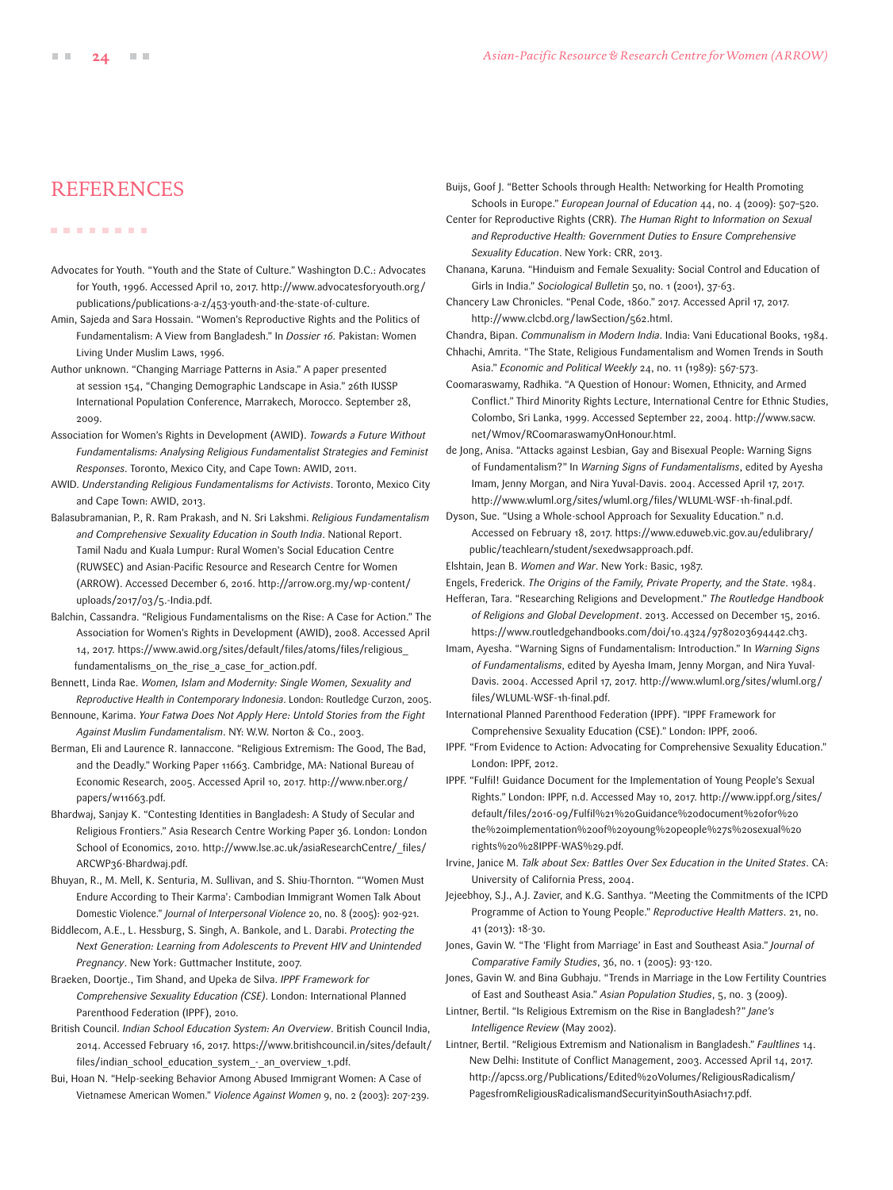# REFERENCES

Advocates for Youth. "Youth and the State of Culture." Washington D.C.: Advocates for Youth, 1996. Accessed April 10, 2017. http://www.advocatesforyouth.org/publications/publications-a-z/453-youth-and-the-state-of-culture.

Amin, Sajeda and Sara Hossain. "Women's Reproductive Rights and the Politics of Fundamentalism: A View from Bangladesh." In *Dossier 16.* Pakistan: Women Living Under Muslim Laws, 1996.

Author unknown. "Changing Marriage Patterns in Asia." A paper presented at session 154, "Changing Demographic Landscape in Asia." 26th IUSSP International Population Conference, Marrakech, Morocco. September 28, 2009.

Association for Women's Rights in Development (AWID). *Towards a Future Without Fundamentalisms: Analysing Religious Fundamentalist Strategies and Feminist Responses*. Toronto, Mexico City, and Cape Town: AWID, 2011.

AWID. *Understanding Religious Fundamentalisms for Activists*. Toronto, Mexico City and Cape Town: AWID, 2013.

Balasubramanian, P., R. Ram Prakash, and N. Sri Lakshmi. *Religious Fundamentalism and Comprehensive Sexuality Education in South India*. National Report. Tamil Nadu and Kuala Lumpur: Rural Women's Social Education Centre (RUWSEC) and Asian-Pacific Resource and Research Centre for Women (ARROW). Accessed December 6, 2016. http://arrow.org.my/wp-content/uploads/2017/03/5.-India.pdf.

Balchin, Cassandra. "Religious Fundamentalisms on the Rise: A Case for Action." The Association for Women's Rights in Development (AWID), 2008. Accessed April 14, 2017. https://www.awid.org/sites/default/files/atoms/files/religious_fundamentalisms_on_the_rise_a_case_for_action.pdf.

Bennett, Linda Rae. *Women, Islam and Modernity: Single Women, Sexuality and Reproductive Health in Contemporary Indonesia*. London: Routledge Curzon, 2005.

Bennoune, Karima. *Your Fatwa Does Not Apply Here: Untold Stories from the Fight Against Muslim Fundamentalism*. NY: W.W. Norton & Co., 2003.

Berman, Eli and Laurence R. Iannaccone. "Religious Extremism: The Good, The Bad, and the Deadly." Working Paper 11663. Cambridge, MA: National Bureau of Economic Research, 2005. Accessed April 10, 2017. http://www.nber.org/papers/w11663.pdf.

Bhardwaj, Sanjay K. "Contesting Identities in Bangladesh: A Study of Secular and Religious Frontiers." Asia Research Centre Working Paper 36. London: London School of Economics, 2010. http://www.lse.ac.uk/asiaResearchCentre/_files/ARCWP36-Bhardwaj.pdf.

Bhuyan, R., M. Mell, K. Senturia, M. Sullivan, and S. Shiu-Thornton. "'Women Must Endure According to Their Karma': Cambodian Immigrant Women Talk About Domestic Violence." *Journal of Interpersonal Violence* 20, no. 8 (2005): 902-921.

Biddlecom, A.E., L. Hessburg, S. Singh, A. Bankole, and L. Darabi. *Protecting the Next Generation: Learning from Adolescents to Prevent HIV and Unintended Pregnancy*. New York: Guttmacher Institute, 2007.

Braeken, Doortje., Tim Shand, and Upeka de Silva. *IPPF Framework for Comprehensive Sexuality Education (CSE)*. London: International Planned Parenthood Federation (IPPF), 2010.

British Council. *Indian School Education System: An Overview*. British Council India, 2014. Accessed February 16, 2017. https://www.britishcouncil.in/sites/default/files/indian_school_education_system_-_an_overview_1.pdf.

Bui, Hoan N. "Help-seeking Behavior Among Abused Immigrant Women: A Case of Vietnamese American Women." *Violence Against Women* 9, no. 2 (2003): 207-239.

Buijs, Goof J. "Better Schools through Health: Networking for Health Promoting Schools in Europe." *European Journal of Education* 44, no. 4 (2009): 507–520.

Center for Reproductive Rights (CRR). *The Human Right to Information on Sexual and Reproductive Health: Government Duties to Ensure Comprehensive Sexuality Education*. New York: CRR, 2013.

Chanana, Karuna. "Hinduism and Female Sexuality: Social Control and Education of Girls in India." *Sociological Bulletin* 50, no. 1 (2001), 37-63.

Chancery Law Chronicles. "Penal Code, 1860." 2017. Accessed April 17, 2017. http://www.clcbd.org/lawSection/562.html.

Chandra, Bipan. *Communalism in Modern India*. India: Vani Educational Books, 1984.

Chhachi, Amrita. "The State, Religious Fundamentalism and Women Trends in South Asia." *Economic and Political Weekly* 24, no. 11 (1989): 567-573.

Coomaraswamy, Radhika. "A Question of Honour: Women, Ethnicity, and Armed Conflict." Third Minority Rights Lecture, International Centre for Ethnic Studies, Colombo, Sri Lanka, 1999. Accessed September 22, 2004. http://www.sacw.net/Wmov/RCoomaraswamyOnHonour.html.

de Jong, Anisa. "Attacks against Lesbian, Gay and Bisexual People: Warning Signs of Fundamentalism?" In *Warning Signs of Fundamentalisms*, edited by Ayesha Imam, Jenny Morgan, and Nira Yuval-Davis. 2004. Accessed April 17, 2017. http://www.wluml.org/sites/wluml.org/files/WLUML-WSF-1h-final.pdf.

Dyson, Sue. "Using a Whole-school Approach for Sexuality Education." n.d. Accessed on February 18, 2017. https://www.eduweb.vic.gov.au/edulibrary/public/teachlearn/student/sexedwsapproach.pdf.

Elshtain, Jean B. *Women and War*. New York: Basic, 1987.

Engels, Frederick. *The Origins of the Family, Private Property, and the State*. 1984.

Hefferan, Tara. "Researching Religions and Development." *The Routledge Handbook of Religions and Global Development*. 2013. Accessed on December 15, 2016. https://www.routledgehandbooks.com/doi/10.4324/9780203694442.ch3.

Imam, Ayesha. "Warning Signs of Fundamentalism: Introduction." In *Warning Signs of Fundamentalisms*, edited by Ayesha Imam, Jenny Morgan, and Nira Yuval-Davis. 2004. Accessed April 17, 2017. http://www.wluml.org/sites/wluml.org/files/WLUML-WSF-1h-final.pdf.

International Planned Parenthood Federation (IPPF). "IPPF Framework for Comprehensive Sexuality Education (CSE)." London: IPPF, 2006.

IPPF. "From Evidence to Action: Advocating for Comprehensive Sexuality Education." London: IPPF, 2012.

IPPF. "Fulfil! Guidance Document for the Implementation of Young People's Sexual Rights." London: IPPF, n.d. Accessed May 10, 2017. http://www.ippf.org/sites/default/files/2016-09/Fulfil%21%20Guidance%20document%20for%20the%20implementation%20of%20young%20people%27s%20sexual%20rights%20%28IPPF-WAS%29.pdf.

Irvine, Janice M. *Talk about Sex: Battles Over Sex Education in the United States*. CA: University of California Press, 2004.

Jejeebhoy, S.J., A.J. Zavier, and K.G. Santhya. "Meeting the Commitments of the ICPD Programme of Action to Young People." *Reproductive Health Matters*. 21, no. 41 (2013): 18-30.

Jones, Gavin W. "The 'Flight from Marriage' in East and Southeast Asia." *Journal of Comparative Family Studies*, 36, no. 1 (2005): 93-120.

Jones, Gavin W. and Bina Gubhaju. "Trends in Marriage in the Low Fertility Countries of East and Southeast Asia." *Asian Population Studies*, 5, no. 3 (2009).

Lintner, Bertil. "Is Religious Extremism on the Rise in Bangladesh?" *Jane's Intelligence Review* (May 2002).

Lintner, Bertil. "Religious Extremism and Nationalism in Bangladesh." *Faultlines* 14. New Delhi: Institute of Conflict Management, 2003. Accessed April 14, 2017. http://apcss.org/Publications/Edited%20Volumes/ReligiousRadicalism/PagesfromReligiousRadicalismandSecurityinSouthAsiach17.pdf.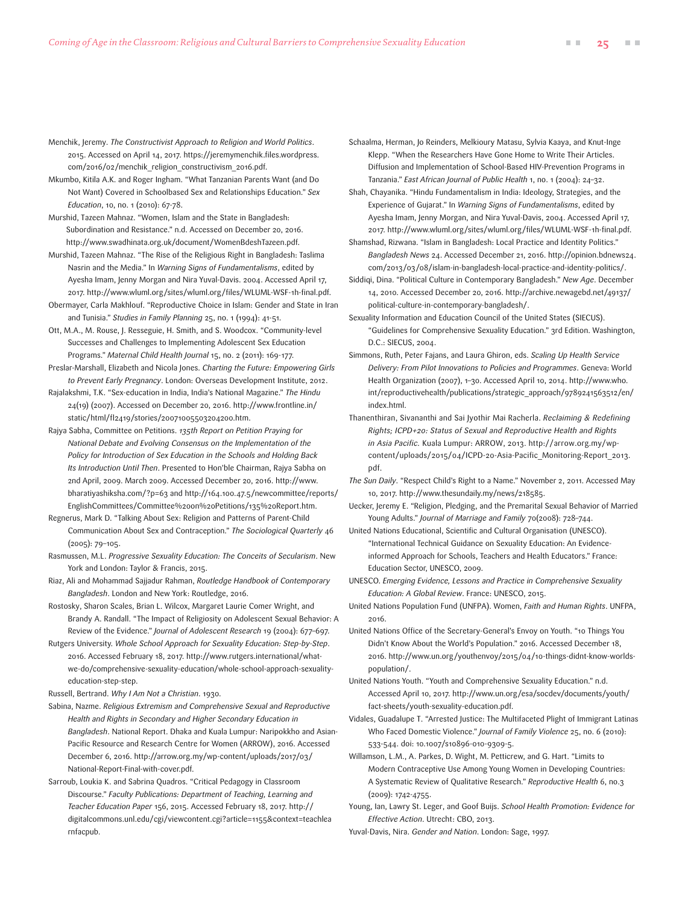Menchik, Jeremy. *The Constructivist Approach to Religion and World Politics*. 2015. Accessed on April 14, 2017. https://jeremymenchik.files.wordpress.com/2016/02/menchik_religion_constructivism_2016.pdf.

Mkumbo, Kitila A.K. and Roger Ingham. "What Tanzanian Parents Want (and Do Not Want) Covered in Schoolbased Sex and Relationships Education." *Sex Education*, 10, no. 1 (2010): 67-78.

Murshid, Tazeen Mahnaz. "Women, Islam and the State in Bangladesh: Subordination and Resistance." n.d. Accessed on December 20, 2016. http://www.swadhinata.org.uk/document/WomenBdeshTazeen.pdf.

Murshid, Tazeen Mahnaz. "The Rise of the Religious Right in Bangladesh: Taslima Nasrin and the Media." In *Warning Signs of Fundamentalisms*, edited by Ayesha Imam, Jenny Morgan and Nira Yuval-Davis. 2004. Accessed April 17, 2017. http://www.wluml.org/sites/wluml.org/files/WLUML-WSF-1h-final.pdf.

Obermayer, Carla Makhlouf. "Reproductive Choice in Islam: Gender and State in Iran and Tunisia." *Studies in Family Planning* 25, no. 1 (1994): 41-51.

Ott, M.A., M. Rouse, J. Resseguie, H. Smith, and S. Woodcox. "Community-level Successes and Challenges to Implementing Adolescent Sex Education Programs." *Maternal Child Health Journal* 15, no. 2 (2011): 169-177.

Preslar-Marshall, Elizabeth and Nicola Jones. *Charting the Future: Empowering Girls to Prevent Early Pregnancy*. London: Overseas Development Institute, 2012.

Rajalakshmi, T.K. "Sex-education in India, India's National Magazine." *The Hindu* 24(19) (2007). Accessed on December 20, 2016. http://www.frontline.in/static/html/fl2419/stories/20071005503204200.htm.

Rajya Sabha, Committee on Petitions. *135th Report on Petition Praying for National Debate and Evolving Consensus on the Implementation of the Policy for Introduction of Sex Education in the Schools and Holding Back Its Introduction Until Then*. Presented to Hon'ble Chairman, Rajya Sabha on 2nd April, 2009. March 2009. Accessed December 20, 2016. http://www.bharatiyashiksha.com/?p=63 and http://164.100.47.5/newcommittee/reports/EnglishCommittees/Committee%20on%20Petitions/135%20Report.htm.

Regnerus, Mark D. "Talking About Sex: Religion and Patterns of Parent-Child Communication About Sex and Contraception." *The Sociological Quarterly* 46 (2005): 79–105.

Rasmussen, M.L. *Progressive Sexuality Education: The Conceits of Secularism*. New York and London: Taylor & Francis, 2015.

Riaz, Ali and Mohammad Sajjadur Rahman, *Routledge Handbook of Contemporary Bangladesh*. London and New York: Routledge, 2016.

Rostosky, Sharon Scales, Brian L. Wilcox, Margaret Laurie Comer Wright, and Brandy A. Randall. "The Impact of Religiosity on Adolescent Sexual Behavior: A Review of the Evidence." *Journal of Adolescent Research* 19 (2004): 677–697.

Rutgers University. *Whole School Approach for Sexuality Education: Step-by-Step*. 2016. Accessed February 18, 2017. http://www.rutgers.international/what-we-do/comprehensive-sexuality-education/whole-school-approach-sexuality-education-step-step.

Russell, Bertrand. *Why I Am Not a Christian*. 1930.

Sabina, Nazme. *Religious Extremism and Comprehensive Sexual and Reproductive Health and Rights in Secondary and Higher Secondary Education in Bangladesh*. National Report. Dhaka and Kuala Lumpur: Naripokkho and Asian-Pacific Resource and Research Centre for Women (ARROW), 2016. Accessed December 6, 2016. http://arrow.org.my/wp-content/uploads/2017/03/National-Report-Final-with-cover.pdf.

Sarroub, Loukia K. and Sabrina Quadros. "Critical Pedagogy in Classroom Discourse." *Faculty Publications: Department of Teaching, Learning and Teacher Education Paper* 156, 2015. Accessed February 18, 2017. http://digitalcommons.unl.edu/cgi/viewcontent.cgi?article=1155&context=teachlearnfacpub.

Schaalma, Herman, Jo Reinders, Melkioury Matasu, Sylvia Kaaya, and Knut-Inge Klepp. "When the Researchers Have Gone Home to Write Their Articles. Diffusion and Implementation of School-Based HIV-Prevention Programs in Tanzania." *East African Journal of Public Health* 1, no. 1 (2004): 24–32.

Shah, Chayanika. "Hindu Fundamentalism in India: Ideology, Strategies, and the Experience of Gujarat." In *Warning Signs of Fundamentalisms*, edited by Ayesha Imam, Jenny Morgan, and Nira Yuval-Davis, 2004. Accessed April 17, 2017. http://www.wluml.org/sites/wluml.org/files/WLUML-WSF-1h-final.pdf.

Shamshad, Rizwana. "Islam in Bangladesh: Local Practice and Identity Politics." *Bangladesh News* 24. Accessed December 21, 2016. http://opinion.bdnews24.com/2013/03/08/islam-in-bangladesh-local-practice-and-identity-politics/.

Siddiqi, Dina. "Political Culture in Contemporary Bangladesh." *New Age*. December 14, 2010. Accessed December 20, 2016. http://archive.newagebd.net/49137/political-culture-in-contemporary-bangladesh/.

Sexuality Information and Education Council of the United States (SIECUS). "Guidelines for Comprehensive Sexuality Education." 3rd Edition. Washington, D.C.: SIECUS, 2004.

Simmons, Ruth, Peter Fajans, and Laura Ghiron, eds. *Scaling Up Health Service Delivery: From Pilot Innovations to Policies and Programmes*. Geneva: World Health Organization (2007), 1–30. Accessed April 10, 2014. http://www.who.int/reproductivehealth/publications/strategic_approach/9789241563512/en/index.html.

Thanenthiran, Sivananthi and Sai Jyothir Mai Racherla. *Reclaiming & Redefining Rights; ICPD+20: Status of Sexual and Reproductive Health and Rights in Asia Pacific*. Kuala Lumpur: ARROW, 2013. http://arrow.org.my/wp-content/uploads/2015/04/ICPD-20-Asia-Pacific_Monitoring-Report_2013.pdf.

*The Sun Daily*. "Respect Child's Right to a Name." November 2, 2011. Accessed May 10, 2017. http://www.thesundaily.my/news/218585.

Uecker, Jeremy E. "Religion, Pledging, and the Premarital Sexual Behavior of Married Young Adults." *Journal of Marriage and Family* 70(2008): 728–744.

United Nations Educational, Scientific and Cultural Organisation (UNESCO). "International Technical Guidance on Sexuality Education: An Evidence-informed Approach for Schools, Teachers and Health Educators." France: Education Sector, UNESCO, 2009.

UNESCO. *Emerging Evidence, Lessons and Practice in Comprehensive Sexuality Education: A Global Review*. France: UNESCO, 2015.

United Nations Population Fund (UNFPA). Women, *Faith and Human Rights*. UNFPA, 2016.

United Nations Office of the Secretary-General's Envoy on Youth. "10 Things You Didn't Know About the World's Population." 2016. Accessed December 18, 2016. http://www.un.org/youthenvoy/2015/04/10-things-didnt-know-worlds-population/.

United Nations Youth. "Youth and Comprehensive Sexuality Education." n.d. Accessed April 10, 2017. http://www.un.org/esa/socdev/documents/youth/fact-sheets/youth-sexuality-education.pdf.

Vidales, Guadalupe T. "Arrested Justice: The Multifaceted Plight of Immigrant Latinas Who Faced Domestic Violence." *Journal of Family Violence* 25, no. 6 (2010): 533-544. doi: 10.1007/s10896-010-9309-5.

Willamson, L.M., A. Parkes, D. Wight, M. Petticrew, and G. Hart. "Limits to Modern Contraceptive Use Among Young Women in Developing Countries: A Systematic Review of Qualitative Research." *Reproductive Health* 6, no.3 (2009): 1742-4755.

Young, Ian, Lawry St. Leger, and Goof Buijs. *School Health Promotion: Evidence for Effective Action*. Utrecht: CBO, 2013.

Yuval-Davis, Nira. *Gender and Nation*. London: Sage, 1997.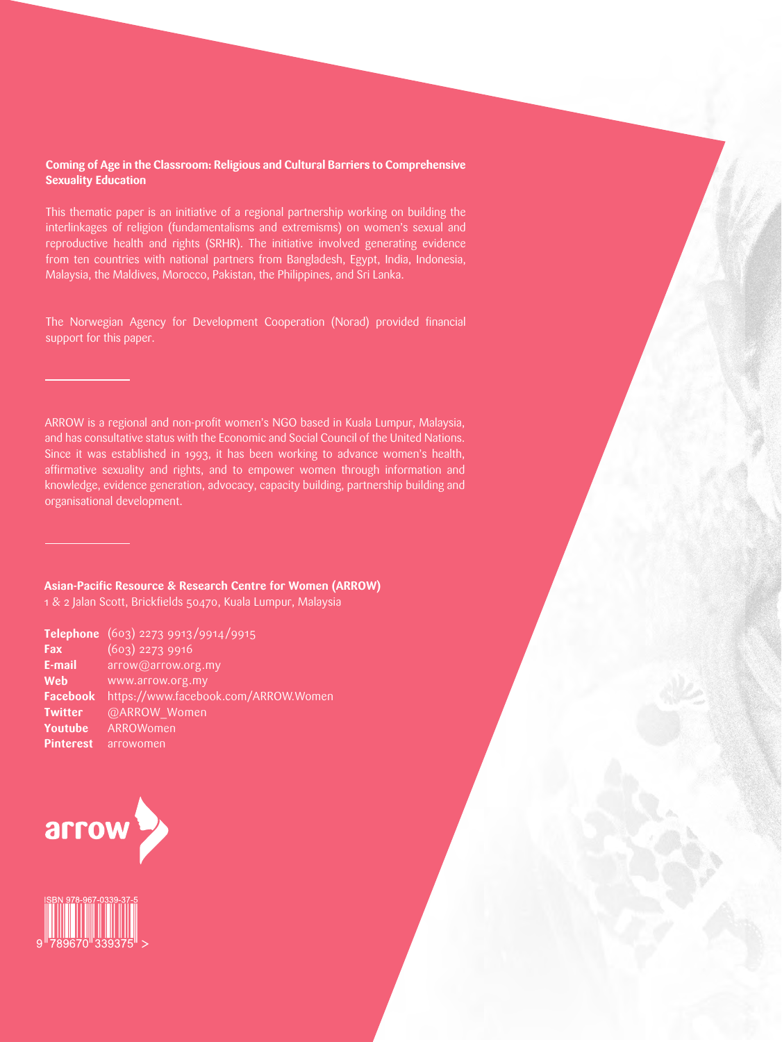**Coming of Age in the Classroom: Religious and Cultural Barriers to Comprehensive Sexuality Education**

This thematic paper is an initiative of a regional partnership working on building the interlinkages of religion (fundamentalisms and extremisms) on women's sexual and reproductive health and rights (SRHR). The initiative involved generating evidence from ten countries with national partners from Bangladesh, Egypt, India, Indonesia, Malaysia, the Maldives, Morocco, Pakistan, the Philippines, and Sri Lanka.

The Norwegian Agency for Development Cooperation (Norad) provided financial support for this paper.

---

ARROW is a regional and non-profit women's NGO based in Kuala Lumpur, Malaysia, and has consultative status with the Economic and Social Council of the United Nations. Since it was established in 1993, it has been working to advance women's health, affirmative sexuality and rights, and to empower women through information and knowledge, evidence generation, advocacy, capacity building, partnership building and organisational development.

---

**Asian-Pacific Resource & Research Centre for Women (ARROW)**
1 & 2 Jalan Scott, Brickfields 50470, Kuala Lumpur, Malaysia

| | |
|---|---|
| **Telephone** | (603) 2273 9913/9914/9915 |
| **Fax** | (603) 2273 9916 |
| **E-mail** | arrow@arrow.org.my |
| **Web** | www.arrow.org.my |
| **Facebook** | https://www.facebook.com/ARROW.Women |
| **Twitter** | @ARROW_Women |
| **Youtube** | ARROWomen |
| **Pinterest** | arrowomen |

arrow

ISBN 978-967-0339-37-5

9 789670 339375 >